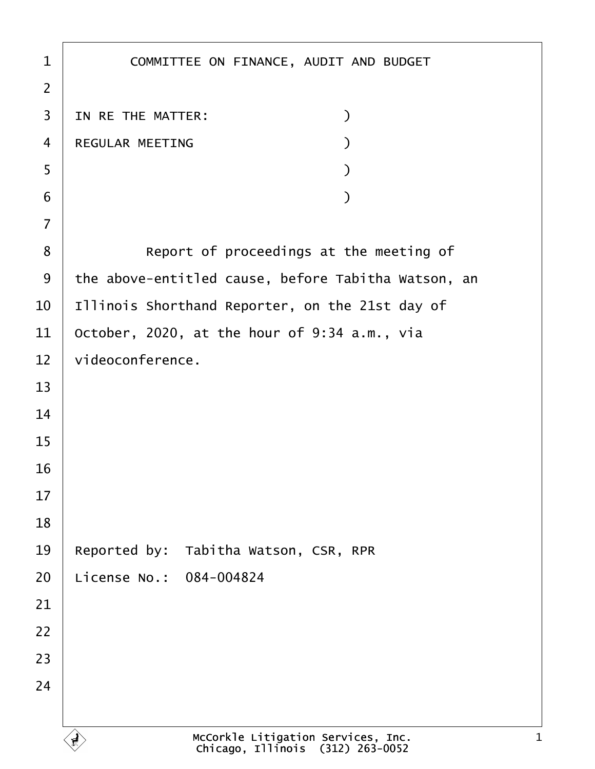# COMMITTEE ON FINANCE, AUDIT AND BUDGET

IN RE THE MATTER: )
REGULAR MEETING )
)
)

Report of proceedings at the meeting of the above-entitled cause, before Tabitha Watson, an Illinois Shorthand Reporter, on the 21st day of October, 2020, at the hour of 9:34 a.m., via videoconference.

Reported by: Tabitha Watson, CSR, RPR
License No.: 084-004824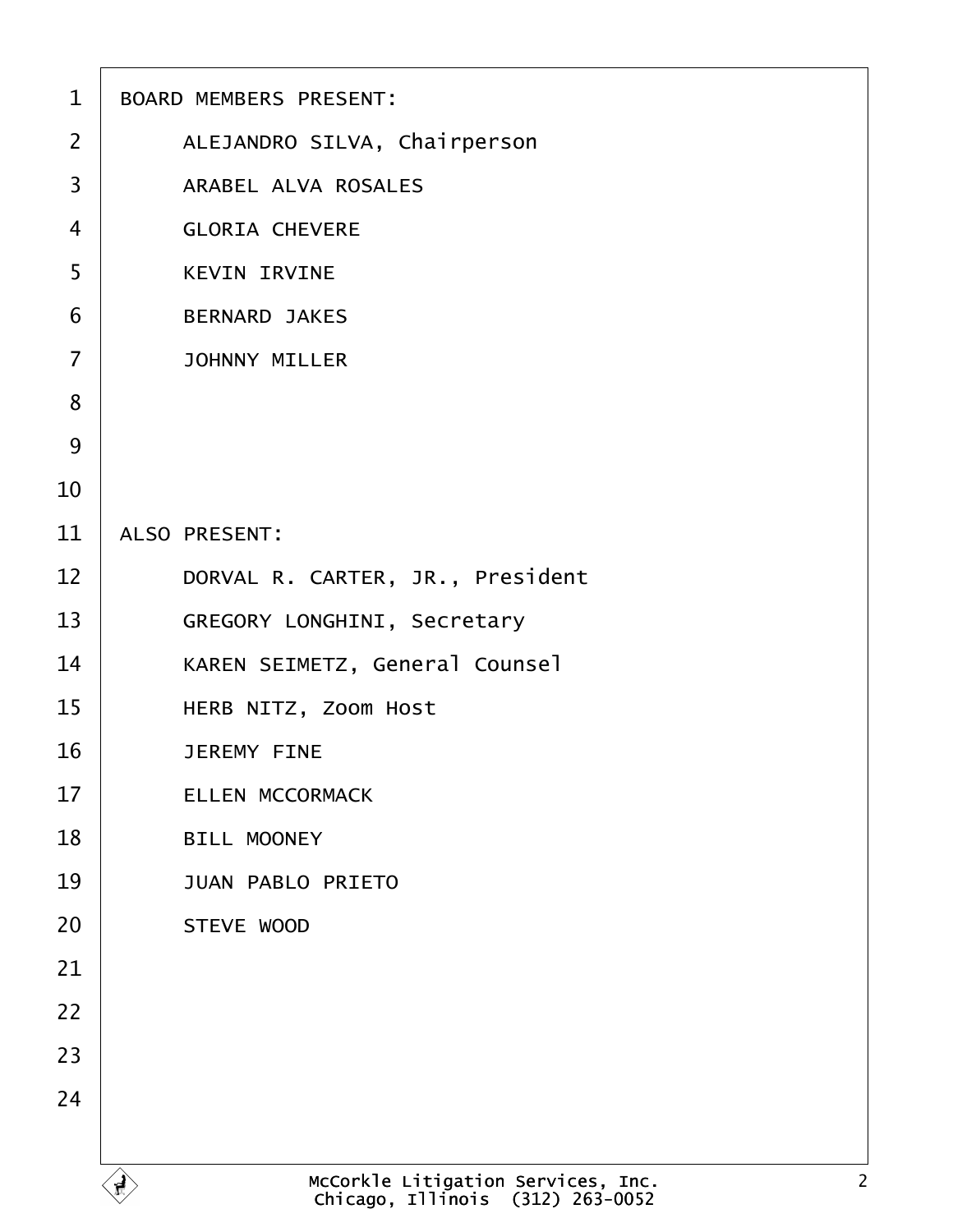BOARD MEMBERS PRESENT:

ALEJANDRO SILVA, Chairperson
ARABEL ALVA ROSALES
GLORIA CHEVERE
KEVIN IRVINE
BERNARD JAKES
JOHNNY MILLER

ALSO PRESENT:

DORVAL R. CARTER, JR., President
GREGORY LONGHINI, Secretary
KAREN SEIMETZ, General Counsel
HERB NITZ, Zoom Host
JEREMY FINE
ELLEN MCCORMACK
BILL MOONEY
JUAN PABLO PRIETO
STEVE WOOD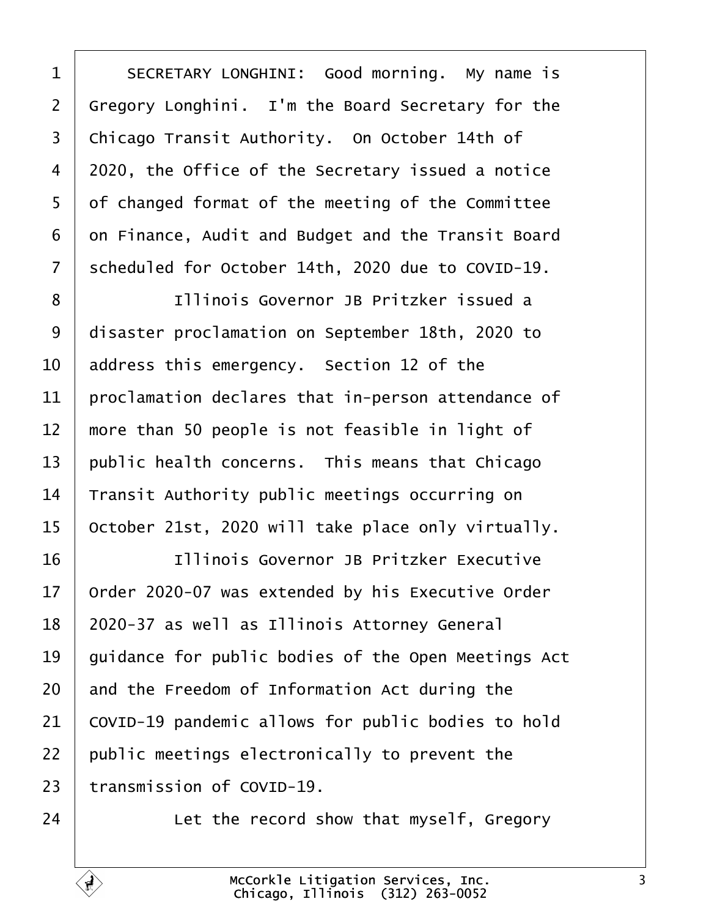SECRETARY LONGHINI: Good morning. My name is Gregory Longhini. I'm the Board Secretary for the Chicago Transit Authority. On October 14th of 2020, the Office of the Secretary issued a notice of changed format of the meeting of the Committee on Finance, Audit and Budget and the Transit Board scheduled for October 14th, 2020 due to COVID-19.

Illinois Governor JB Pritzker issued a disaster proclamation on September 18th, 2020 to address this emergency. Section 12 of the proclamation declares that in-person attendance of more than 50 people is not feasible in light of public health concerns. This means that Chicago Transit Authority public meetings occurring on October 21st, 2020 will take place only virtually.

Illinois Governor JB Pritzker Executive Order 2020-07 was extended by his Executive Order 2020-37 as well as Illinois Attorney General guidance for public bodies of the Open Meetings Act and the Freedom of Information Act during the COVID-19 pandemic allows for public bodies to hold public meetings electronically to prevent the transmission of COVID-19.

Let the record show that myself, Gregory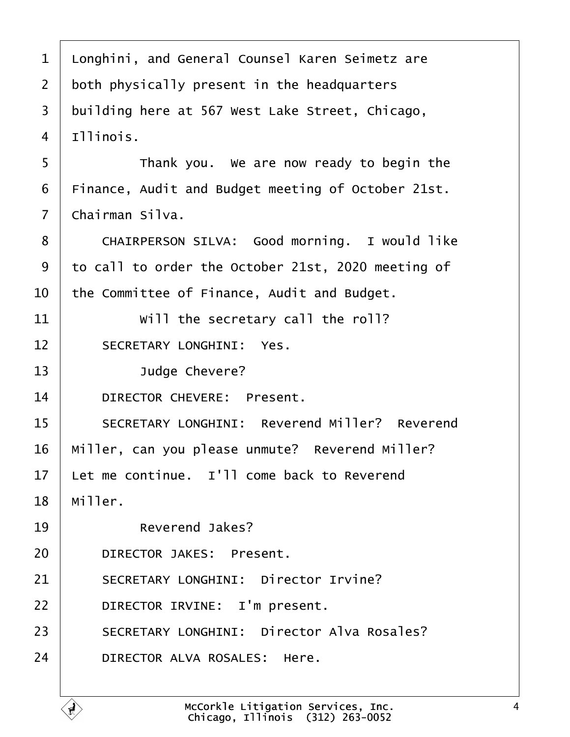Longhini, and General Counsel Karen Seimetz are both physically present in the headquarters building here at 567 West Lake Street, Chicago, Illinois.

Thank you. We are now ready to begin the Finance, Audit and Budget meeting of October 21st. Chairman Silva.

CHAIRPERSON SILVA: Good morning. I would like to call to order the October 21st, 2020 meeting of the Committee of Finance, Audit and Budget.

Will the secretary call the roll?

SECRETARY LONGHINI: Yes.

Judge Chevere?

DIRECTOR CHEVERE: Present.

SECRETARY LONGHINI: Reverend Miller? Reverend Miller, can you please unmute? Reverend Miller? Let me continue. I'll come back to Reverend Miller.

Reverend Jakes?

DIRECTOR JAKES: Present.

SECRETARY LONGHINI: Director Irvine?

DIRECTOR IRVINE: I'm present.

SECRETARY LONGHINI: Director Alva Rosales?

DIRECTOR ALVA ROSALES: Here.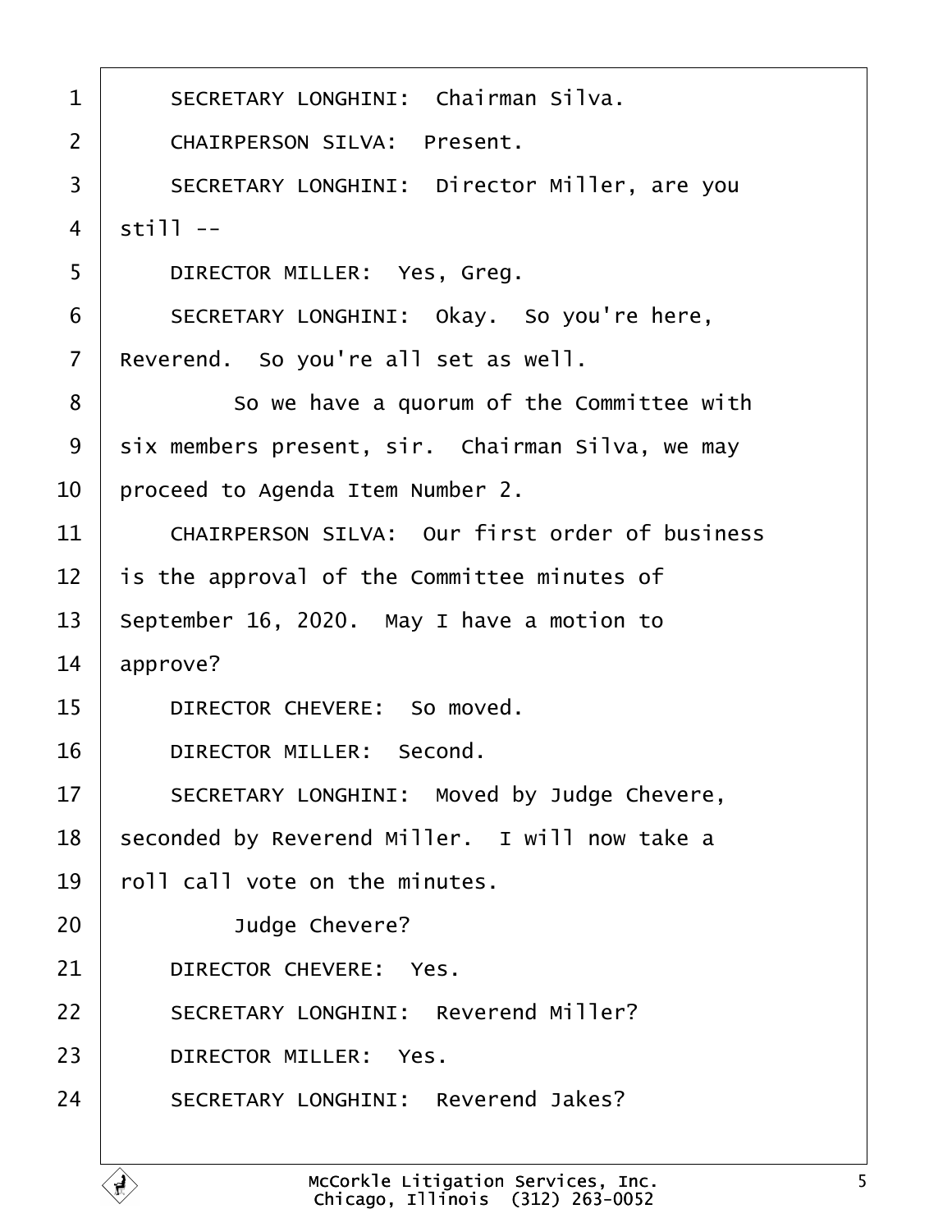SECRETARY LONGHINI: Chairman Silva.

CHAIRPERSON SILVA: Present.

SECRETARY LONGHINI: Director Miller, are you still --

DIRECTOR MILLER: Yes, Greg.

SECRETARY LONGHINI: Okay. So you're here, Reverend. So you're all set as well.

So we have a quorum of the Committee with six members present, sir. Chairman Silva, we may proceed to Agenda Item Number 2.

CHAIRPERSON SILVA: Our first order of business is the approval of the Committee minutes of September 16, 2020. May I have a motion to approve?

DIRECTOR CHEVERE: So moved.

DIRECTOR MILLER: Second.

SECRETARY LONGHINI: Moved by Judge Chevere, seconded by Reverend Miller. I will now take a roll call vote on the minutes.

Judge Chevere?

DIRECTOR CHEVERE: Yes.

SECRETARY LONGHINI: Reverend Miller?

DIRECTOR MILLER: Yes.

SECRETARY LONGHINI: Reverend Jakes?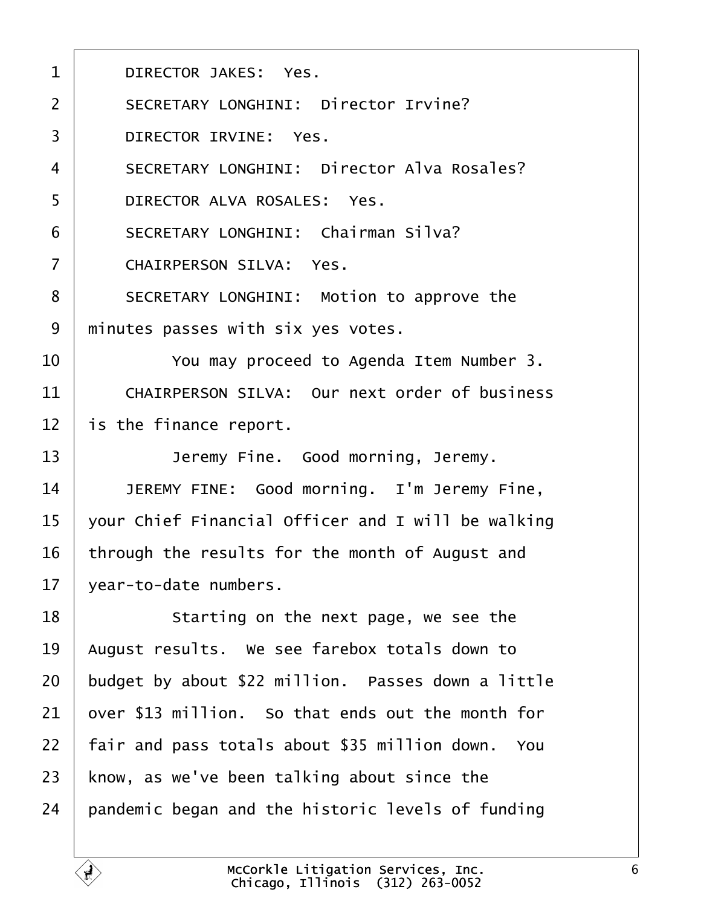1 DIRECTOR JAKES: Yes.

2 SECRETARY LONGHINI: Director Irvine?

3 DIRECTOR IRVINE: Yes.

4 SECRETARY LONGHINI: Director Alva Rosales?

5 DIRECTOR ALVA ROSALES: Yes.

6 SECRETARY LONGHINI: Chairman Silva?

7 CHAIRPERSON SILVA: Yes.

8 SECRETARY LONGHINI: Motion to approve the

9 minutes passes with six yes votes.

10 You may proceed to Agenda Item Number 3.

11 CHAIRPERSON SILVA: Our next order of business

12 is the finance report.

13 Jeremy Fine. Good morning, Jeremy.

14 JEREMY FINE: Good morning. I'm Jeremy Fine,

15 your Chief Financial Officer and I will be walking

16 through the results for the month of August and

17 year-to-date numbers.

18 Starting on the next page, we see the

19 August results. We see farebox totals down to

20 budget by about $22 million. Passes down a little

21 over $13 million. So that ends out the month for

22 fair and pass totals about $35 million down. You

23 know, as we've been talking about since the

24 pandemic began and the historic levels of funding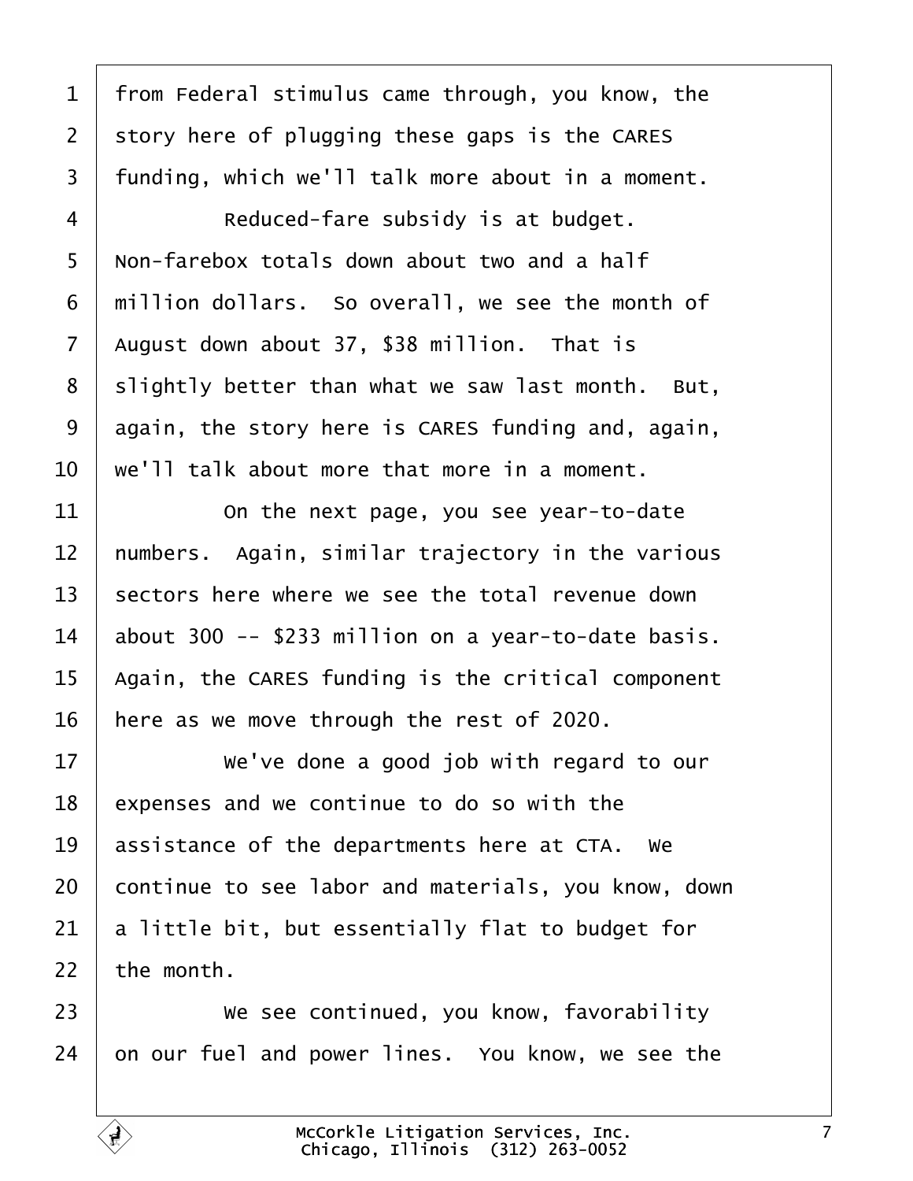from Federal stimulus came through, you know, the story here of plugging these gaps is the CARES funding, which we'll talk more about in a moment.

Reduced-fare subsidy is at budget. Non-farebox totals down about two and a half million dollars. So overall, we see the month of August down about 37, $38 million. That is slightly better than what we saw last month. But, again, the story here is CARES funding and, again, we'll talk about more that more in a moment.

On the next page, you see year-to-date numbers. Again, similar trajectory in the various sectors here where we see the total revenue down about 300 -- $233 million on a year-to-date basis. Again, the CARES funding is the critical component here as we move through the rest of 2020.

We've done a good job with regard to our expenses and we continue to do so with the assistance of the departments here at CTA. We continue to see labor and materials, you know, down a little bit, but essentially flat to budget for the month.

We see continued, you know, favorability on our fuel and power lines. You know, we see the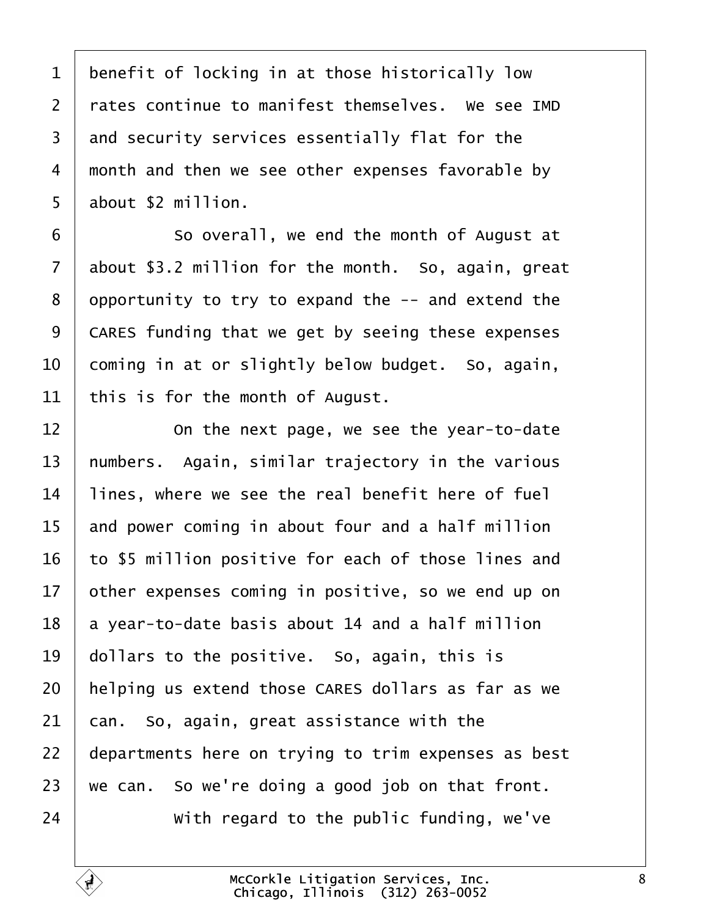benefit of locking in at those historically low rates continue to manifest themselves. We see IMD and security services essentially flat for the month and then we see other expenses favorable by about $2 million.

So overall, we end the month of August at about $3.2 million for the month. So, again, great opportunity to try to expand the -- and extend the CARES funding that we get by seeing these expenses coming in at or slightly below budget. So, again, this is for the month of August.

On the next page, we see the year-to-date numbers. Again, similar trajectory in the various lines, where we see the real benefit here of fuel and power coming in about four and a half million to $5 million positive for each of those lines and other expenses coming in positive, so we end up on a year-to-date basis about 14 and a half million dollars to the positive. So, again, this is helping us extend those CARES dollars as far as we can. So, again, great assistance with the departments here on trying to trim expenses as best we can. So we're doing a good job on that front.

With regard to the public funding, we've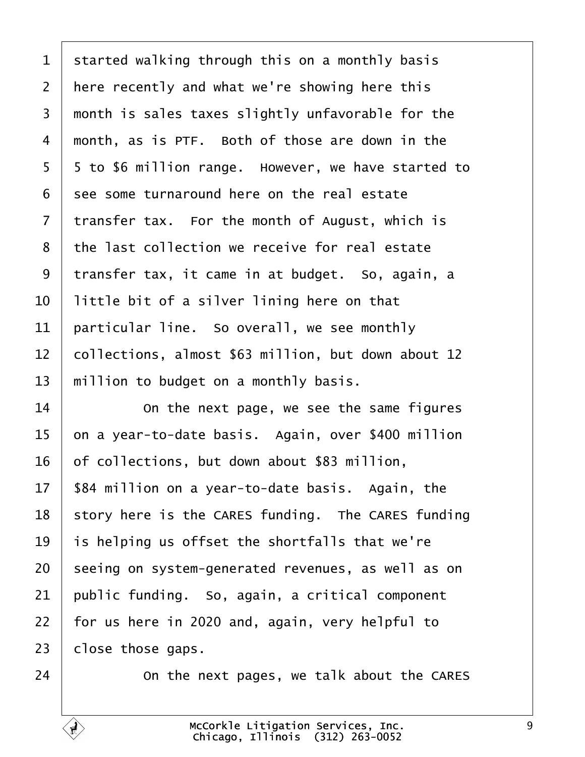started walking through this on a monthly basis here recently and what we're showing here this month is sales taxes slightly unfavorable for the month, as is PTF. Both of those are down in the 5 to $6 million range. However, we have started to see some turnaround here on the real estate transfer tax. For the month of August, which is the last collection we receive for real estate transfer tax, it came in at budget. So, again, a little bit of a silver lining here on that particular line. So overall, we see monthly collections, almost $63 million, but down about 12 million to budget on a monthly basis.

On the next page, we see the same figures on a year-to-date basis. Again, over $400 million of collections, but down about $83 million, $84 million on a year-to-date basis. Again, the story here is the CARES funding. The CARES funding is helping us offset the shortfalls that we're seeing on system-generated revenues, as well as on public funding. So, again, a critical component for us here in 2020 and, again, very helpful to close those gaps.

On the next pages, we talk about the CARES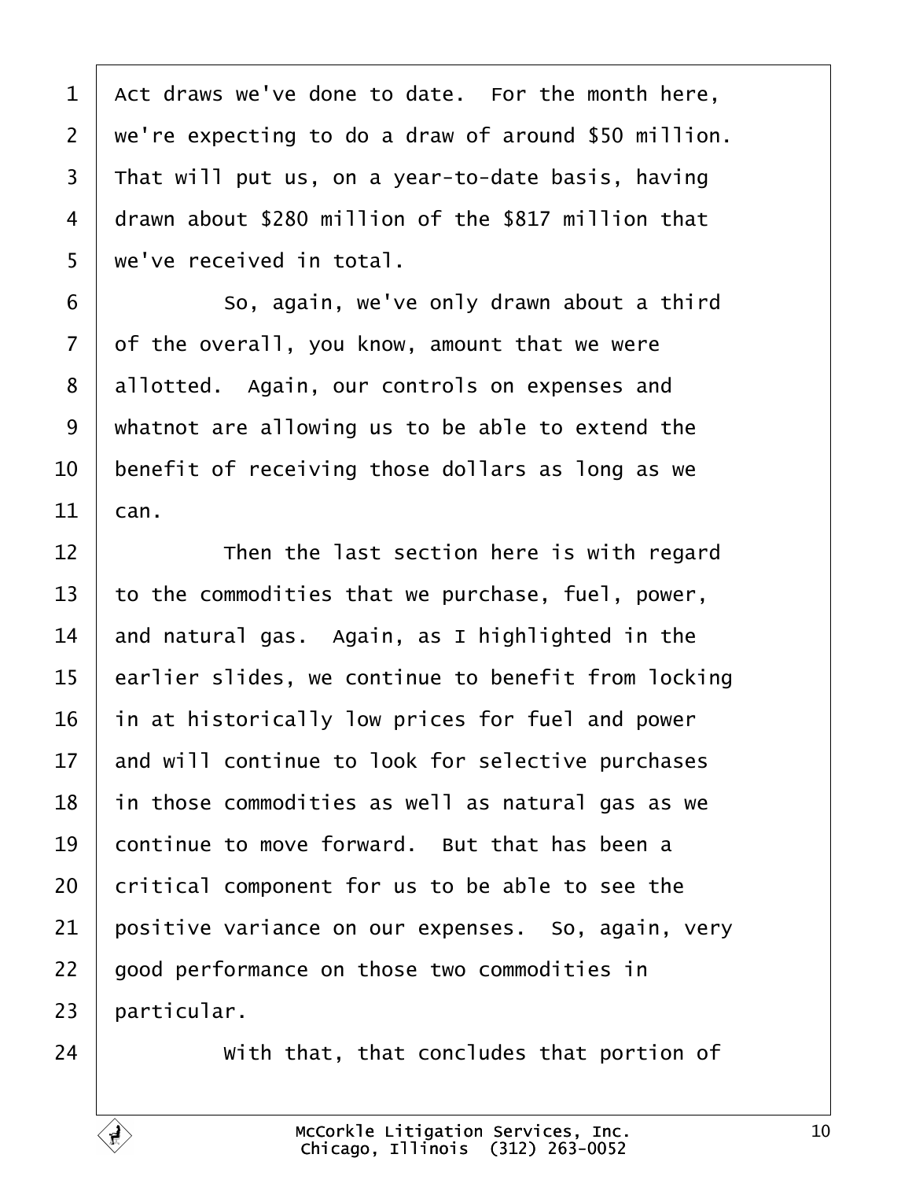Act draws we've done to date. For the month here, we're expecting to do a draw of around $50 million. That will put us, on a year-to-date basis, having drawn about $280 million of the $817 million that we've received in total.

So, again, we've only drawn about a third of the overall, you know, amount that we were allotted. Again, our controls on expenses and whatnot are allowing us to be able to extend the benefit of receiving those dollars as long as we can.

Then the last section here is with regard to the commodities that we purchase, fuel, power, and natural gas. Again, as I highlighted in the earlier slides, we continue to benefit from locking in at historically low prices for fuel and power and will continue to look for selective purchases in those commodities as well as natural gas as we continue to move forward. But that has been a critical component for us to be able to see the positive variance on our expenses. So, again, very good performance on those two commodities in particular.

With that, that concludes that portion of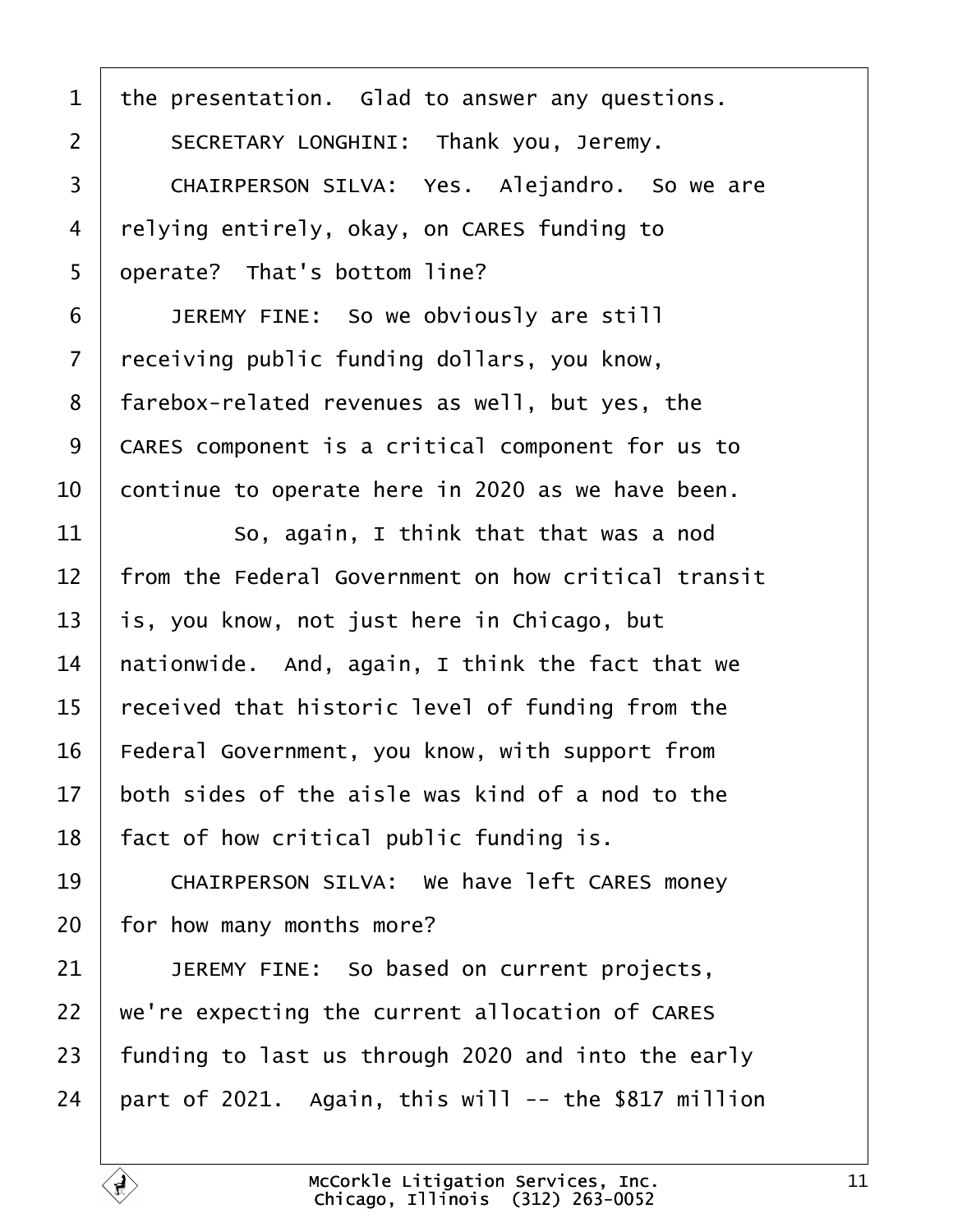the presentation. Glad to answer any questions.

SECRETARY LONGHINI: Thank you, Jeremy.

CHAIRPERSON SILVA: Yes. Alejandro. So we are relying entirely, okay, on CARES funding to operate? That's bottom line?

JEREMY FINE: So we obviously are still receiving public funding dollars, you know, farebox-related revenues as well, but yes, the CARES component is a critical component for us to continue to operate here in 2020 as we have been.

So, again, I think that that was a nod from the Federal Government on how critical transit is, you know, not just here in Chicago, but nationwide. And, again, I think the fact that we received that historic level of funding from the Federal Government, you know, with support from both sides of the aisle was kind of a nod to the fact of how critical public funding is.

CHAIRPERSON SILVA: We have left CARES money for how many months more?

JEREMY FINE: So based on current projects, we're expecting the current allocation of CARES funding to last us through 2020 and into the early part of 2021. Again, this will -- the $817 million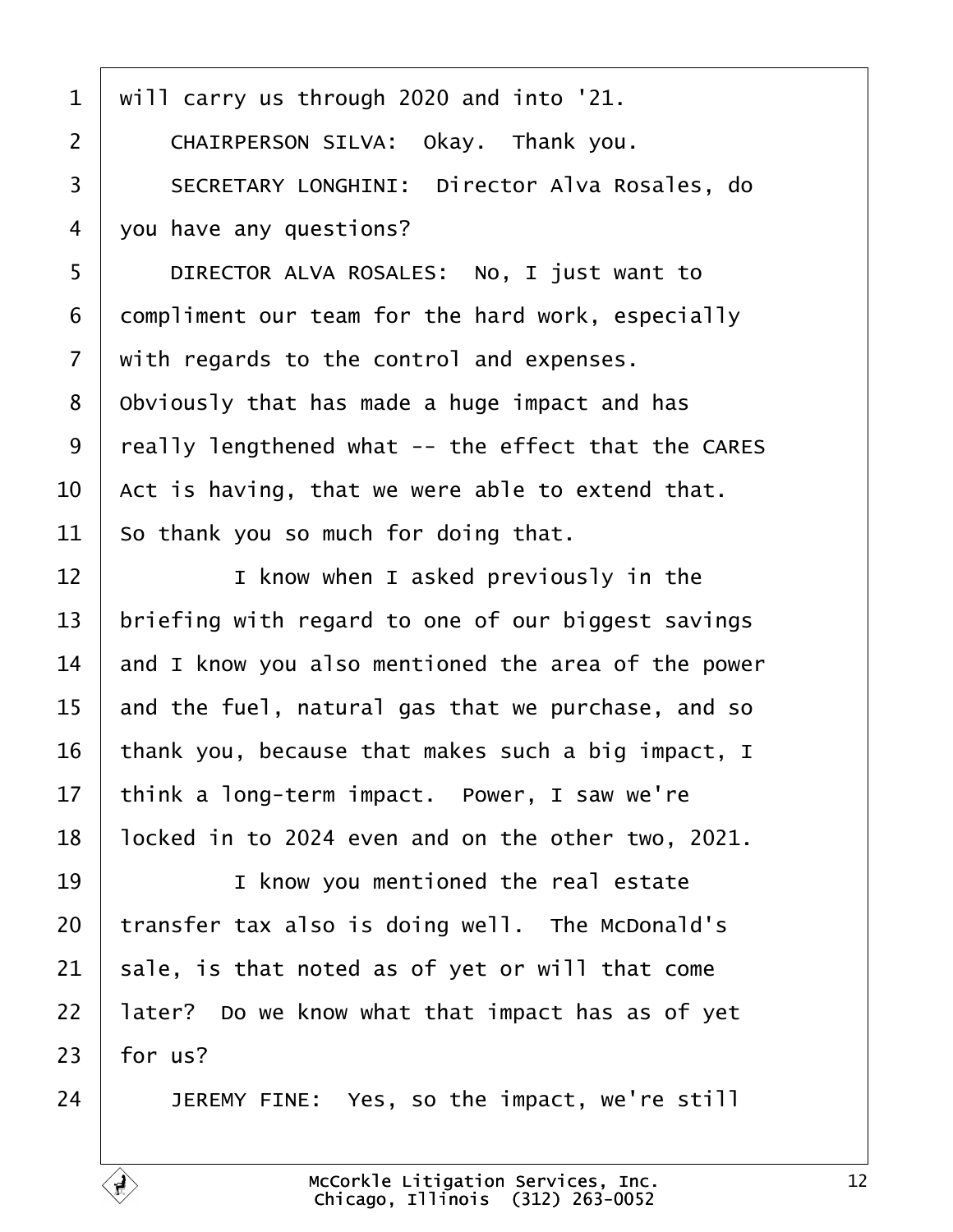will carry us through 2020 and into '21.

CHAIRPERSON SILVA: Okay. Thank you.

SECRETARY LONGHINI: Director Alva Rosales, do you have any questions?

DIRECTOR ALVA ROSALES: No, I just want to compliment our team for the hard work, especially with regards to the control and expenses. Obviously that has made a huge impact and has really lengthened what -- the effect that the CARES Act is having, that we were able to extend that. So thank you so much for doing that.

I know when I asked previously in the briefing with regard to one of our biggest savings and I know you also mentioned the area of the power and the fuel, natural gas that we purchase, and so thank you, because that makes such a big impact, I think a long-term impact. Power, I saw we're locked in to 2024 even and on the other two, 2021.

I know you mentioned the real estate transfer tax also is doing well. The McDonald's sale, is that noted as of yet or will that come later? Do we know what that impact has as of yet for us?

JEREMY FINE: Yes, so the impact, we're still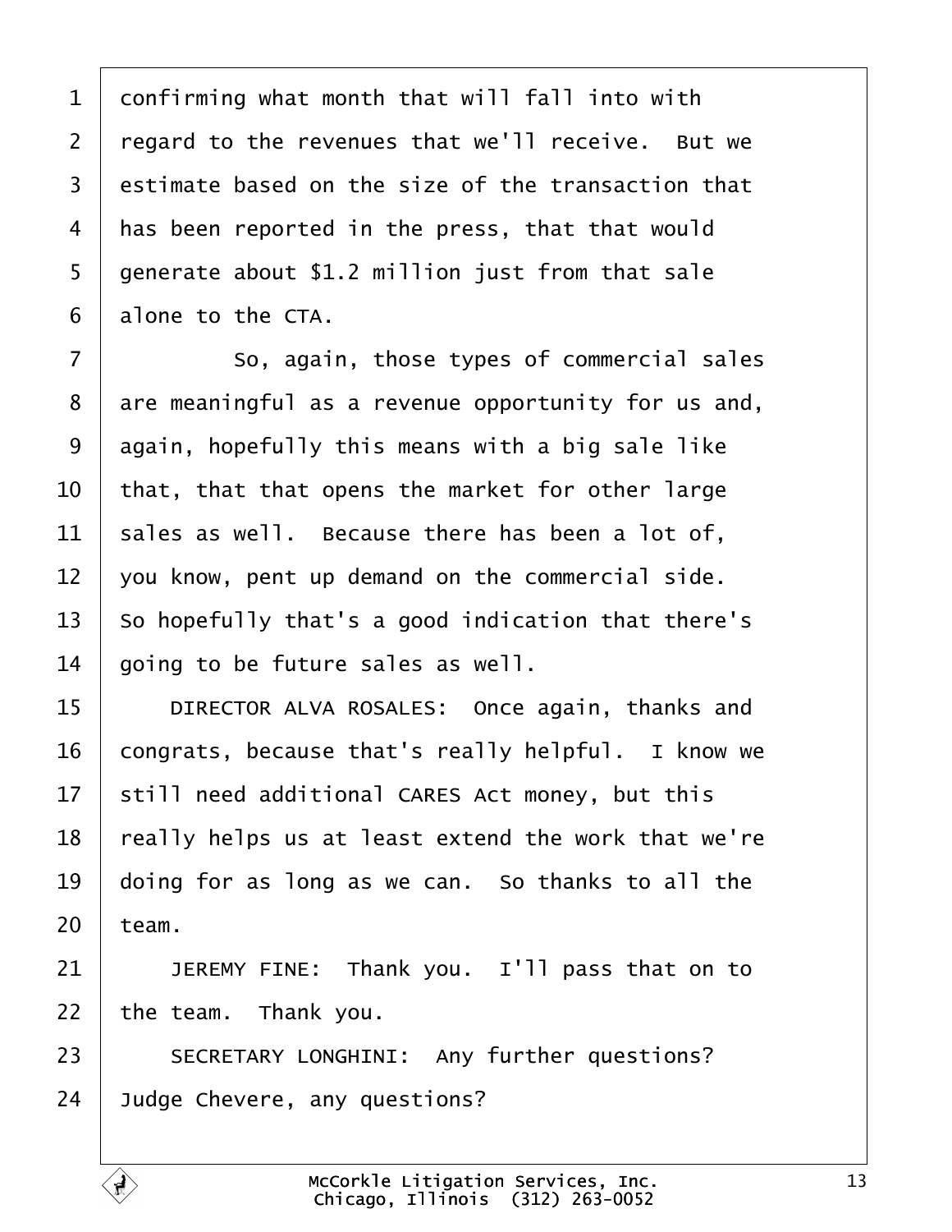confirming what month that will fall into with regard to the revenues that we'll receive. But we estimate based on the size of the transaction that has been reported in the press, that that would generate about $1.2 million just from that sale alone to the CTA.

So, again, those types of commercial sales are meaningful as a revenue opportunity for us and, again, hopefully this means with a big sale like that, that that opens the market for other large sales as well. Because there has been a lot of, you know, pent up demand on the commercial side. So hopefully that's a good indication that there's going to be future sales as well.

DIRECTOR ALVA ROSALES: Once again, thanks and congrats, because that's really helpful. I know we still need additional CARES Act money, but this really helps us at least extend the work that we're doing for as long as we can. So thanks to all the team.

JEREMY FINE: Thank you. I'll pass that on to the team. Thank you.

SECRETARY LONGHINI: Any further questions? Judge Chevere, any questions?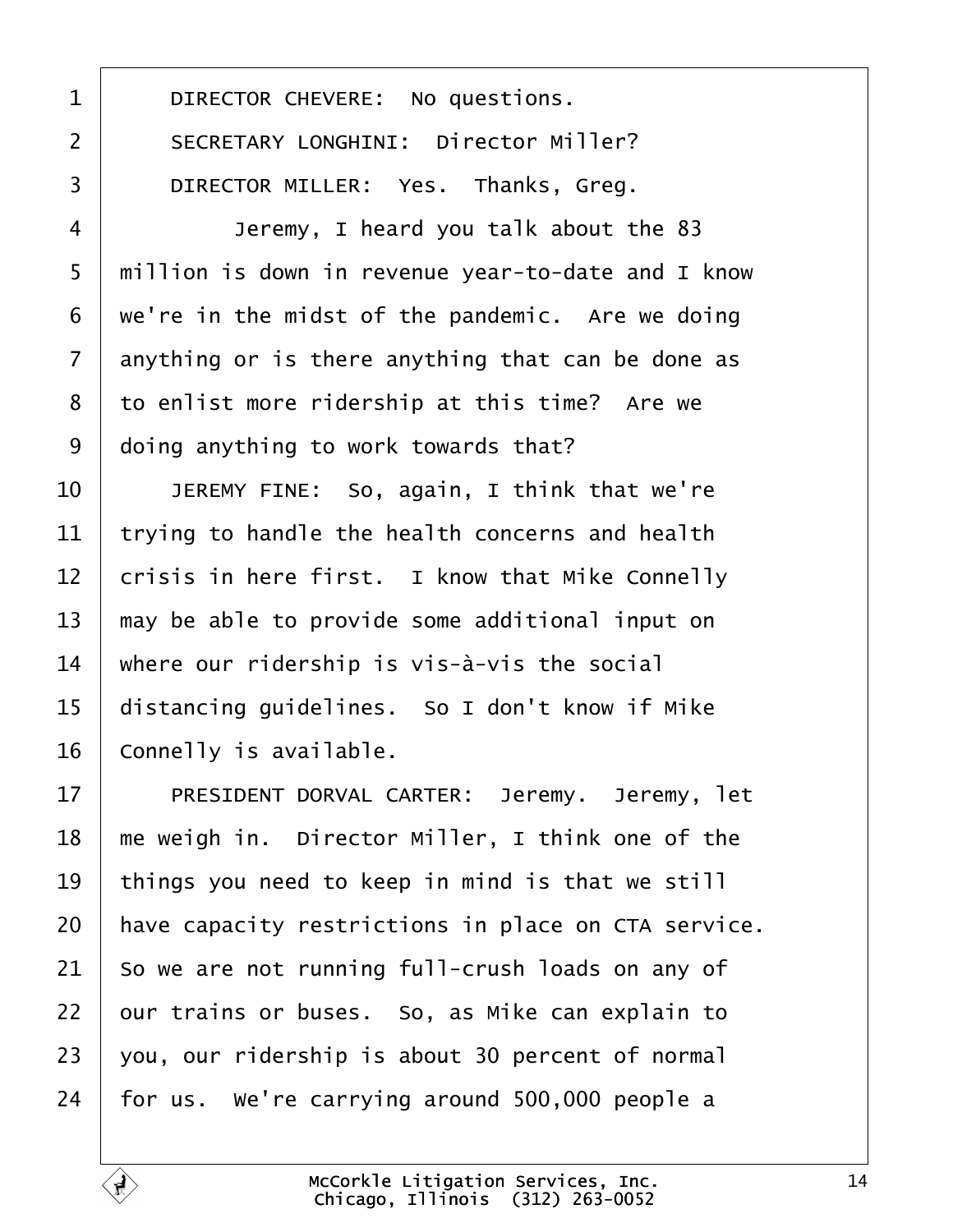DIRECTOR CHEVERE:  No questions.

SECRETARY LONGHINI:  Director Miller?

DIRECTOR MILLER:  Yes.  Thanks, Greg.

Jeremy, I heard you talk about the 83 million is down in revenue year-to-date and I know we're in the midst of the pandemic.  Are we doing anything or is there anything that can be done as to enlist more ridership at this time?  Are we doing anything to work towards that?

JEREMY FINE:  So, again, I think that we're trying to handle the health concerns and health crisis in here first.  I know that Mike Connelly may be able to provide some additional input on where our ridership is vis-à-vis the social distancing guidelines.  So I don't know if Mike Connelly is available.

PRESIDENT DORVAL CARTER:  Jeremy.  Jeremy, let me weigh in.  Director Miller, I think one of the things you need to keep in mind is that we still have capacity restrictions in place on CTA service. So we are not running full-crush loads on any of our trains or buses.  So, as Mike can explain to you, our ridership is about 30 percent of normal for us.  We're carrying around 500,000 people a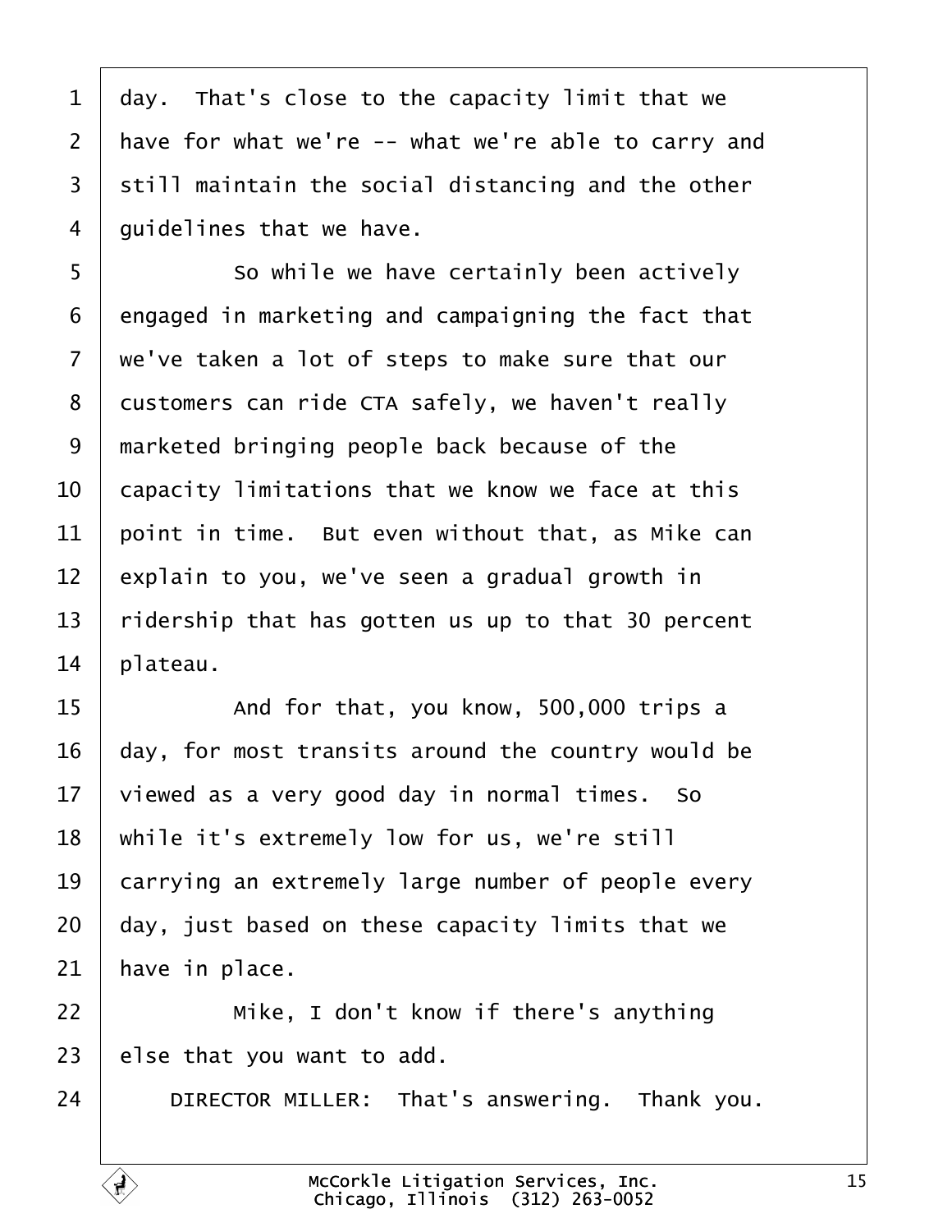day. That's close to the capacity limit that we have for what we're -- what we're able to carry and still maintain the social distancing and the other guidelines that we have.

So while we have certainly been actively engaged in marketing and campaigning the fact that we've taken a lot of steps to make sure that our customers can ride CTA safely, we haven't really marketed bringing people back because of the capacity limitations that we know we face at this point in time. But even without that, as Mike can explain to you, we've seen a gradual growth in ridership that has gotten us up to that 30 percent plateau.

And for that, you know, 500,000 trips a day, for most transits around the country would be viewed as a very good day in normal times. So while it's extremely low for us, we're still carrying an extremely large number of people every day, just based on these capacity limits that we have in place.

Mike, I don't know if there's anything else that you want to add.

DIRECTOR MILLER: That's answering. Thank you.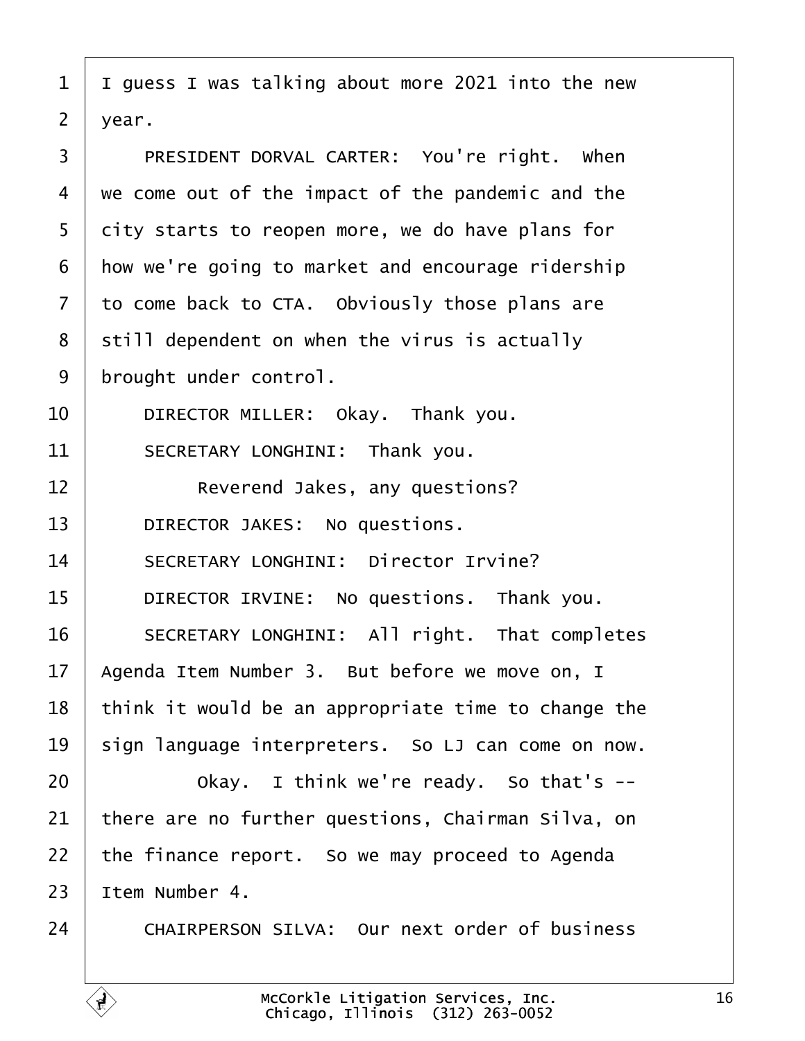I guess I was talking about more 2021 into the new year.

PRESIDENT DORVAL CARTER: You're right. When we come out of the impact of the pandemic and the city starts to reopen more, we do have plans for how we're going to market and encourage ridership to come back to CTA. Obviously those plans are still dependent on when the virus is actually brought under control.

DIRECTOR MILLER: Okay. Thank you.

SECRETARY LONGHINI: Thank you.

Reverend Jakes, any questions?

DIRECTOR JAKES: No questions.

SECRETARY LONGHINI: Director Irvine?

DIRECTOR IRVINE: No questions. Thank you.

SECRETARY LONGHINI: All right. That completes Agenda Item Number 3. But before we move on, I think it would be an appropriate time to change the sign language interpreters. So LJ can come on now.

Okay. I think we're ready. So that's -- there are no further questions, Chairman Silva, on the finance report. So we may proceed to Agenda Item Number 4.

CHAIRPERSON SILVA: Our next order of business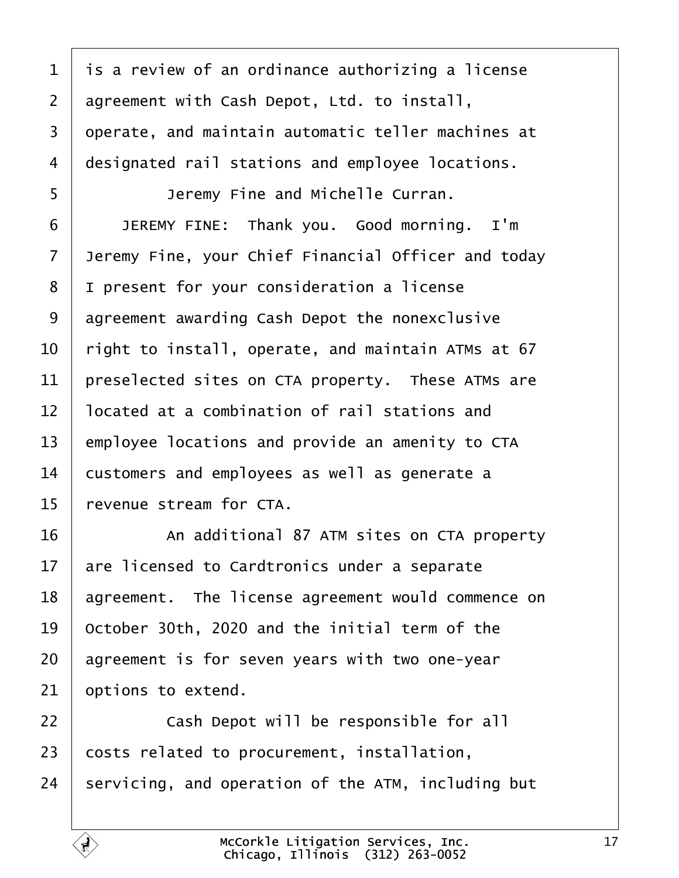is a review of an ordinance authorizing a license agreement with Cash Depot, Ltd. to install, operate, and maintain automatic teller machines at designated rail stations and employee locations.

Jeremy Fine and Michelle Curran.

JEREMY FINE: Thank you. Good morning. I'm Jeremy Fine, your Chief Financial Officer and today I present for your consideration a license agreement awarding Cash Depot the nonexclusive right to install, operate, and maintain ATMs at 67 preselected sites on CTA property. These ATMs are located at a combination of rail stations and employee locations and provide an amenity to CTA customers and employees as well as generate a revenue stream for CTA.

An additional 87 ATM sites on CTA property are licensed to Cardtronics under a separate agreement. The license agreement would commence on October 30th, 2020 and the initial term of the agreement is for seven years with two one-year options to extend.

Cash Depot will be responsible for all costs related to procurement, installation, servicing, and operation of the ATM, including but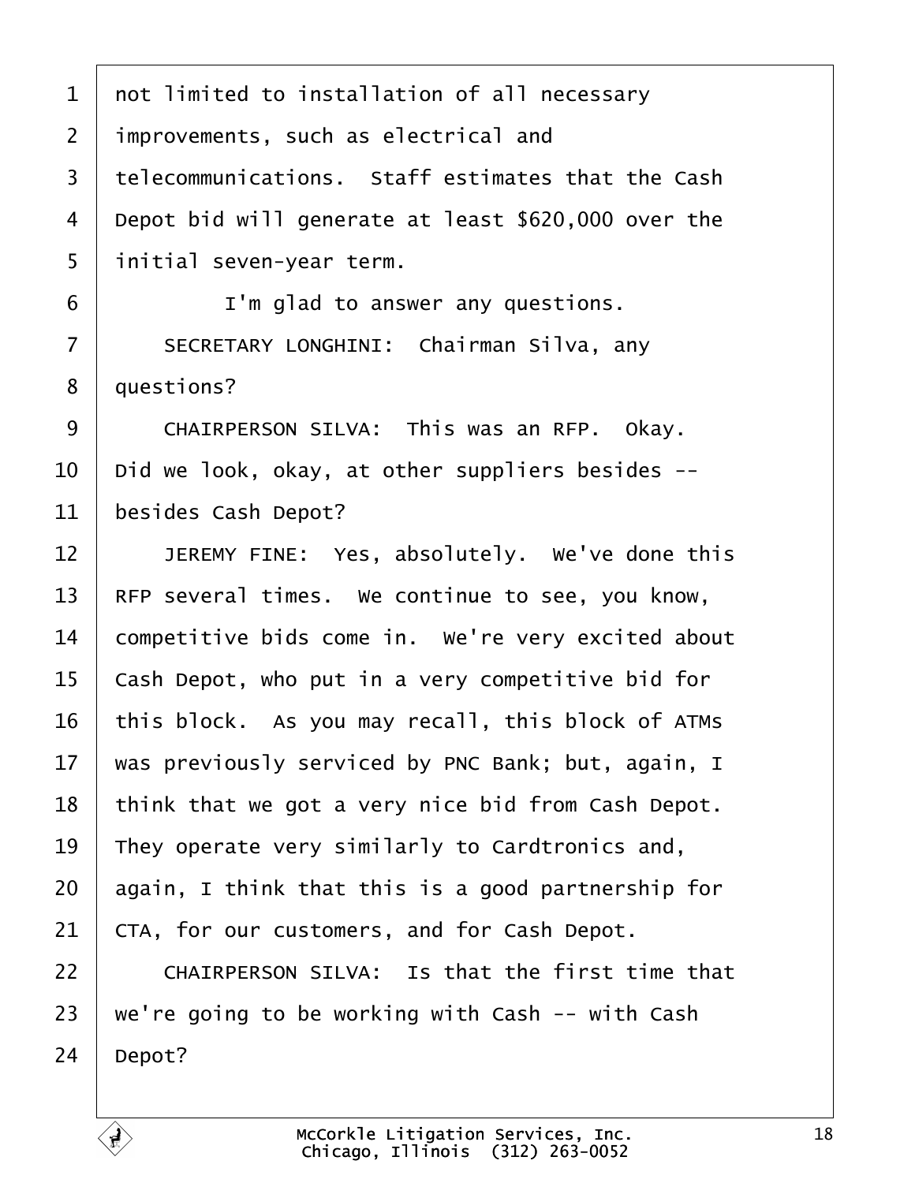not limited to installation of all necessary improvements, such as electrical and telecommunications. Staff estimates that the Cash Depot bid will generate at least $620,000 over the initial seven-year term.

I'm glad to answer any questions.

SECRETARY LONGHINI: Chairman Silva, any questions?

CHAIRPERSON SILVA: This was an RFP. Okay. Did we look, okay, at other suppliers besides -- besides Cash Depot?

JEREMY FINE: Yes, absolutely. We've done this RFP several times. We continue to see, you know, competitive bids come in. We're very excited about Cash Depot, who put in a very competitive bid for this block. As you may recall, this block of ATMs was previously serviced by PNC Bank; but, again, I think that we got a very nice bid from Cash Depot. They operate very similarly to Cardtronics and, again, I think that this is a good partnership for CTA, for our customers, and for Cash Depot.

CHAIRPERSON SILVA: Is that the first time that we're going to be working with Cash -- with Cash Depot?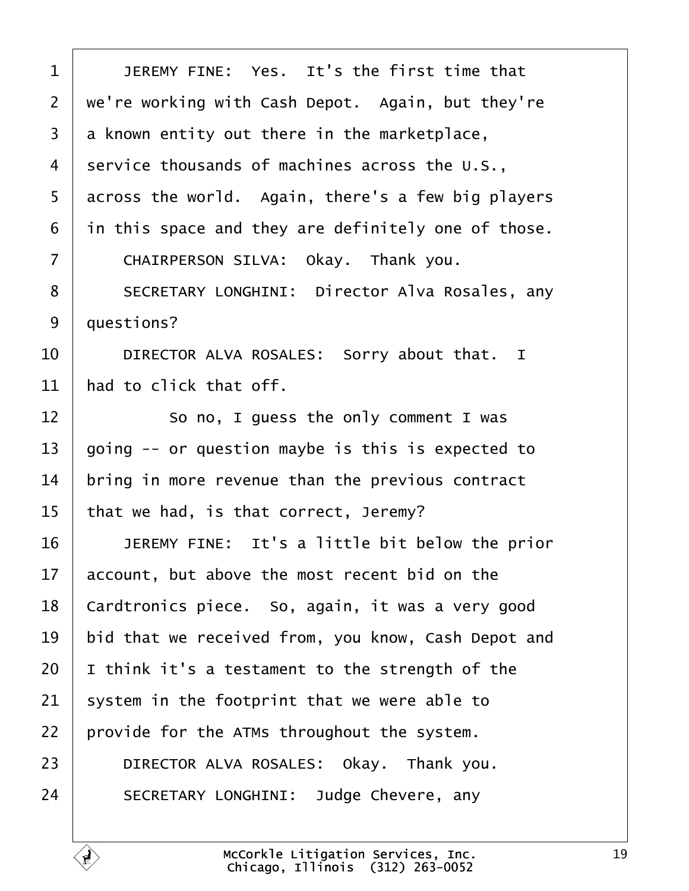JEREMY FINE: Yes. It's the first time that we're working with Cash Depot. Again, but they're a known entity out there in the marketplace, service thousands of machines across the U.S., across the world. Again, there's a few big players in this space and they are definitely one of those.

CHAIRPERSON SILVA: Okay. Thank you.

SECRETARY LONGHINI: Director Alva Rosales, any questions?

DIRECTOR ALVA ROSALES: Sorry about that. I had to click that off.

So no, I guess the only comment I was going -- or question maybe is this is expected to bring in more revenue than the previous contract that we had, is that correct, Jeremy?

JEREMY FINE: It's a little bit below the prior account, but above the most recent bid on the Cardtronics piece. So, again, it was a very good bid that we received from, you know, Cash Depot and I think it's a testament to the strength of the system in the footprint that we were able to provide for the ATMs throughout the system.

DIRECTOR ALVA ROSALES: Okay. Thank you.

SECRETARY LONGHINI: Judge Chevere, any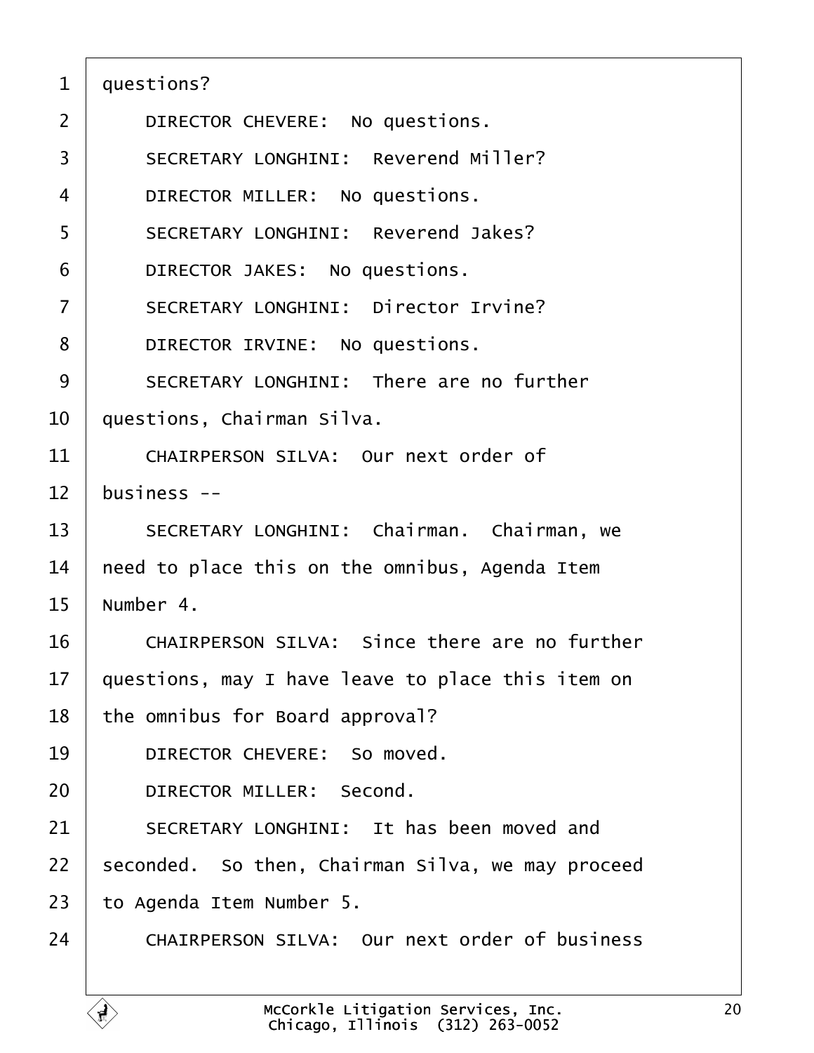questions?

DIRECTOR CHEVERE: No questions.

SECRETARY LONGHINI: Reverend Miller?

DIRECTOR MILLER: No questions.

SECRETARY LONGHINI: Reverend Jakes?

DIRECTOR JAKES: No questions.

SECRETARY LONGHINI: Director Irvine?

DIRECTOR IRVINE: No questions.

SECRETARY LONGHINI: There are no further questions, Chairman Silva.

CHAIRPERSON SILVA: Our next order of business --

SECRETARY LONGHINI: Chairman. Chairman, we need to place this on the omnibus, Agenda Item Number 4.

CHAIRPERSON SILVA: Since there are no further questions, may I have leave to place this item on the omnibus for Board approval?

DIRECTOR CHEVERE: So moved.

DIRECTOR MILLER: Second.

SECRETARY LONGHINI: It has been moved and seconded. So then, Chairman Silva, we may proceed to Agenda Item Number 5.

CHAIRPERSON SILVA: Our next order of business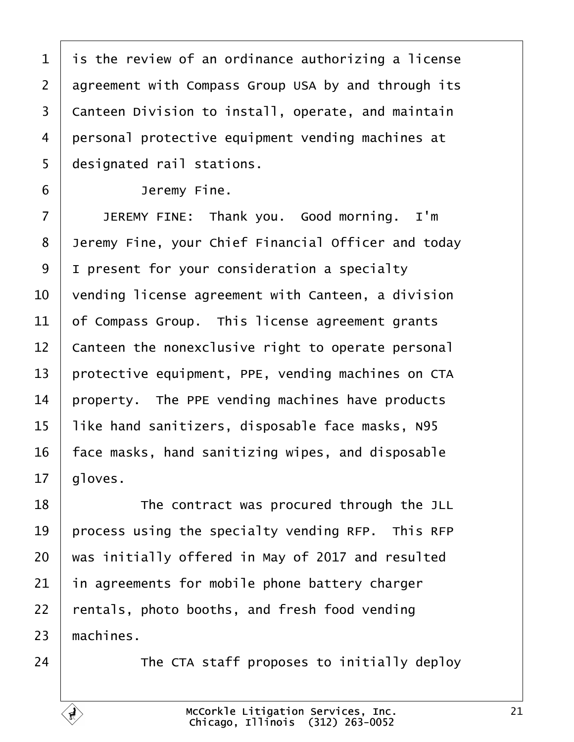is the review of an ordinance authorizing a license agreement with Compass Group USA by and through its Canteen Division to install, operate, and maintain personal protective equipment vending machines at designated rail stations.

Jeremy Fine.

JEREMY FINE: Thank you. Good morning. I'm Jeremy Fine, your Chief Financial Officer and today I present for your consideration a specialty vending license agreement with Canteen, a division of Compass Group. This license agreement grants Canteen the nonexclusive right to operate personal protective equipment, PPE, vending machines on CTA property. The PPE vending machines have products like hand sanitizers, disposable face masks, N95 face masks, hand sanitizing wipes, and disposable gloves.

The contract was procured through the JLL process using the specialty vending RFP. This RFP was initially offered in May of 2017 and resulted in agreements for mobile phone battery charger rentals, photo booths, and fresh food vending machines.

The CTA staff proposes to initially deploy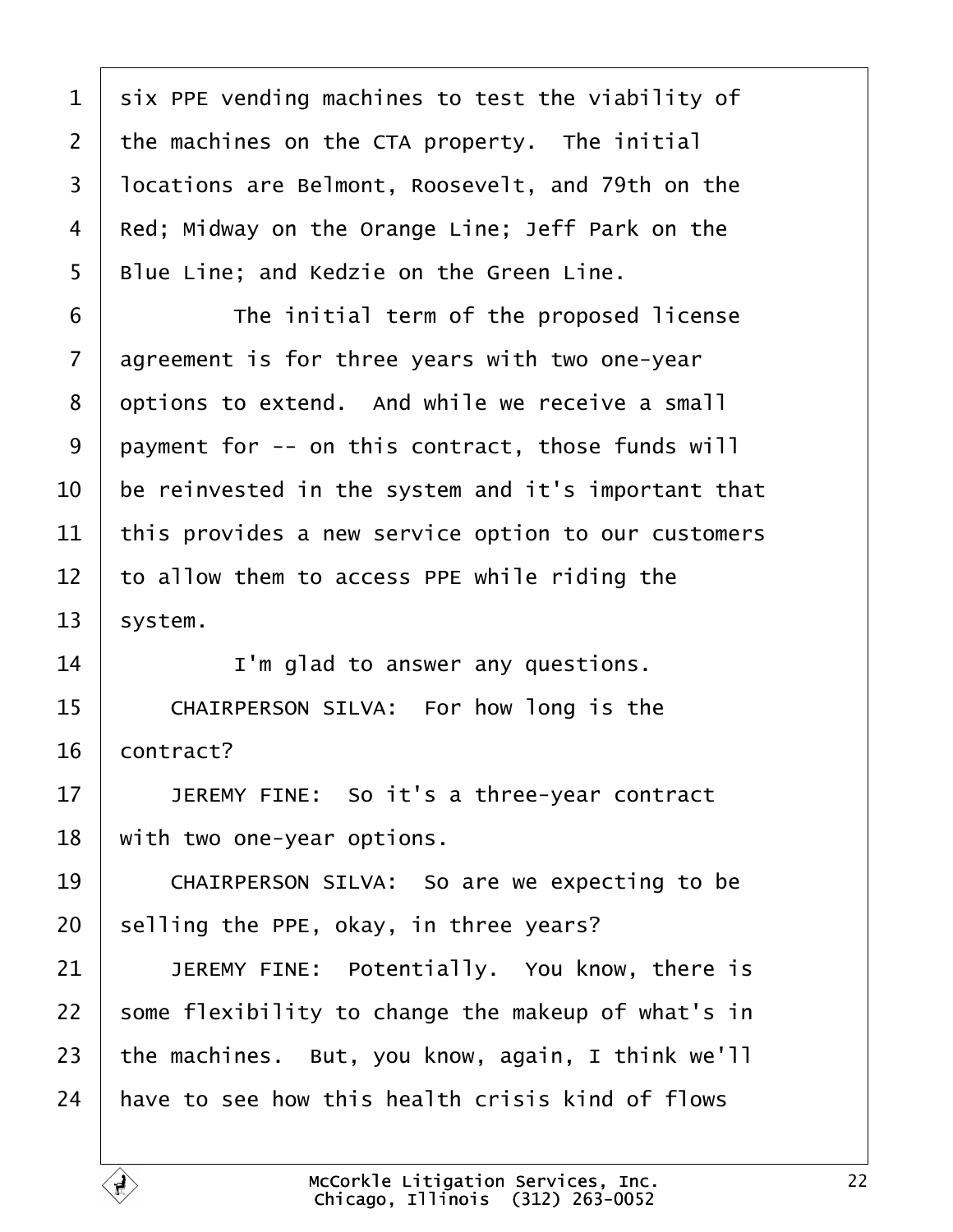six PPE vending machines to test the viability of the machines on the CTA property. The initial locations are Belmont, Roosevelt, and 79th on the Red; Midway on the Orange Line; Jeff Park on the Blue Line; and Kedzie on the Green Line.

The initial term of the proposed license agreement is for three years with two one-year options to extend. And while we receive a small payment for -- on this contract, those funds will be reinvested in the system and it's important that this provides a new service option to our customers to allow them to access PPE while riding the system.

I'm glad to answer any questions.

CHAIRPERSON SILVA: For how long is the contract?

JEREMY FINE: So it's a three-year contract with two one-year options.

CHAIRPERSON SILVA: So are we expecting to be selling the PPE, okay, in three years?

JEREMY FINE: Potentially. You know, there is some flexibility to change the makeup of what's in the machines. But, you know, again, I think we'll have to see how this health crisis kind of flows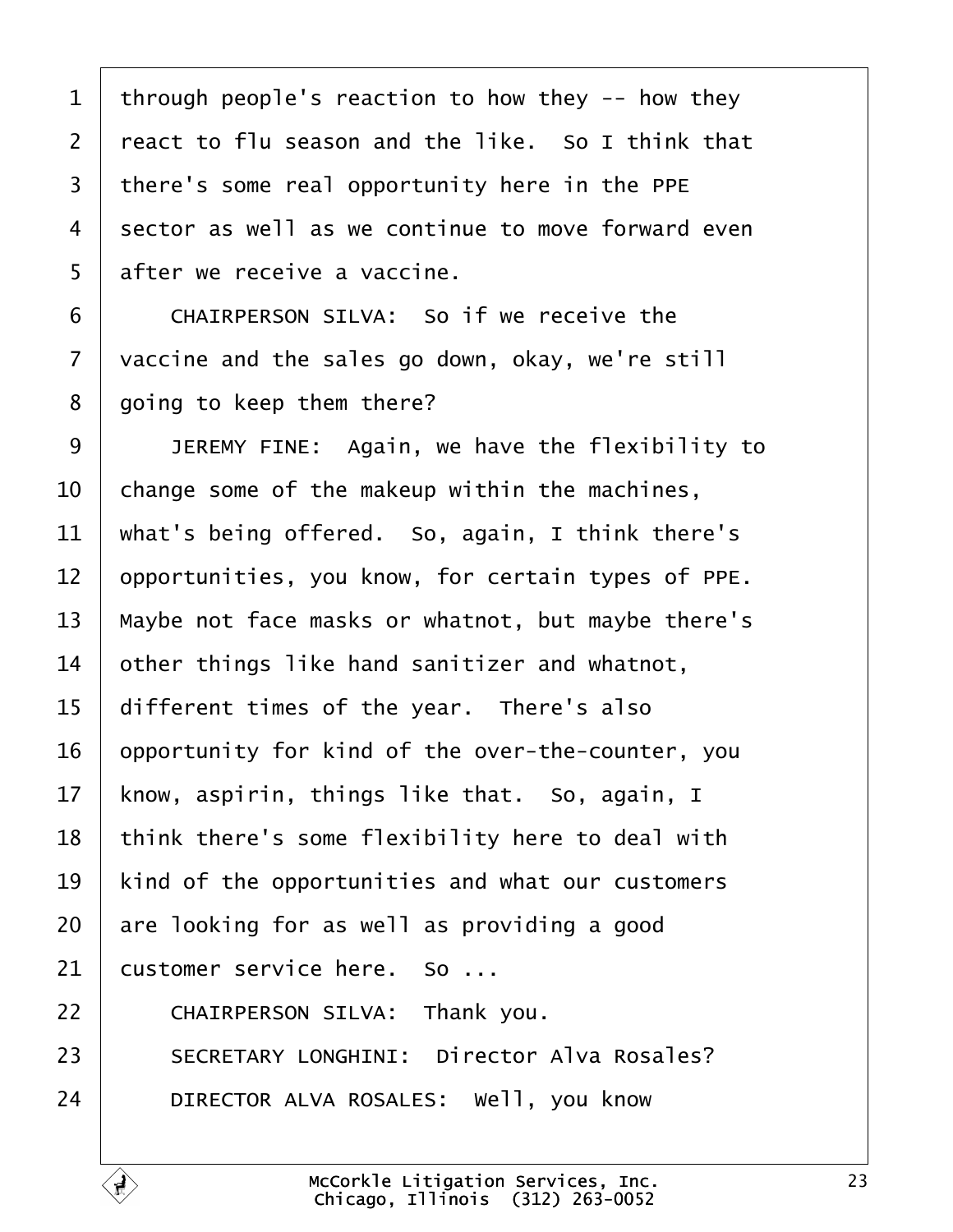through people's reaction to how they -- how they react to flu season and the like. So I think that there's some real opportunity here in the PPE sector as well as we continue to move forward even after we receive a vaccine.

CHAIRPERSON SILVA: So if we receive the vaccine and the sales go down, okay, we're still going to keep them there?

JEREMY FINE: Again, we have the flexibility to change some of the makeup within the machines, what's being offered. So, again, I think there's opportunities, you know, for certain types of PPE. Maybe not face masks or whatnot, but maybe there's other things like hand sanitizer and whatnot, different times of the year. There's also opportunity for kind of the over-the-counter, you know, aspirin, things like that. So, again, I think there's some flexibility here to deal with kind of the opportunities and what our customers are looking for as well as providing a good customer service here. So ...

CHAIRPERSON SILVA: Thank you.

SECRETARY LONGHINI: Director Alva Rosales?

DIRECTOR ALVA ROSALES: Well, you know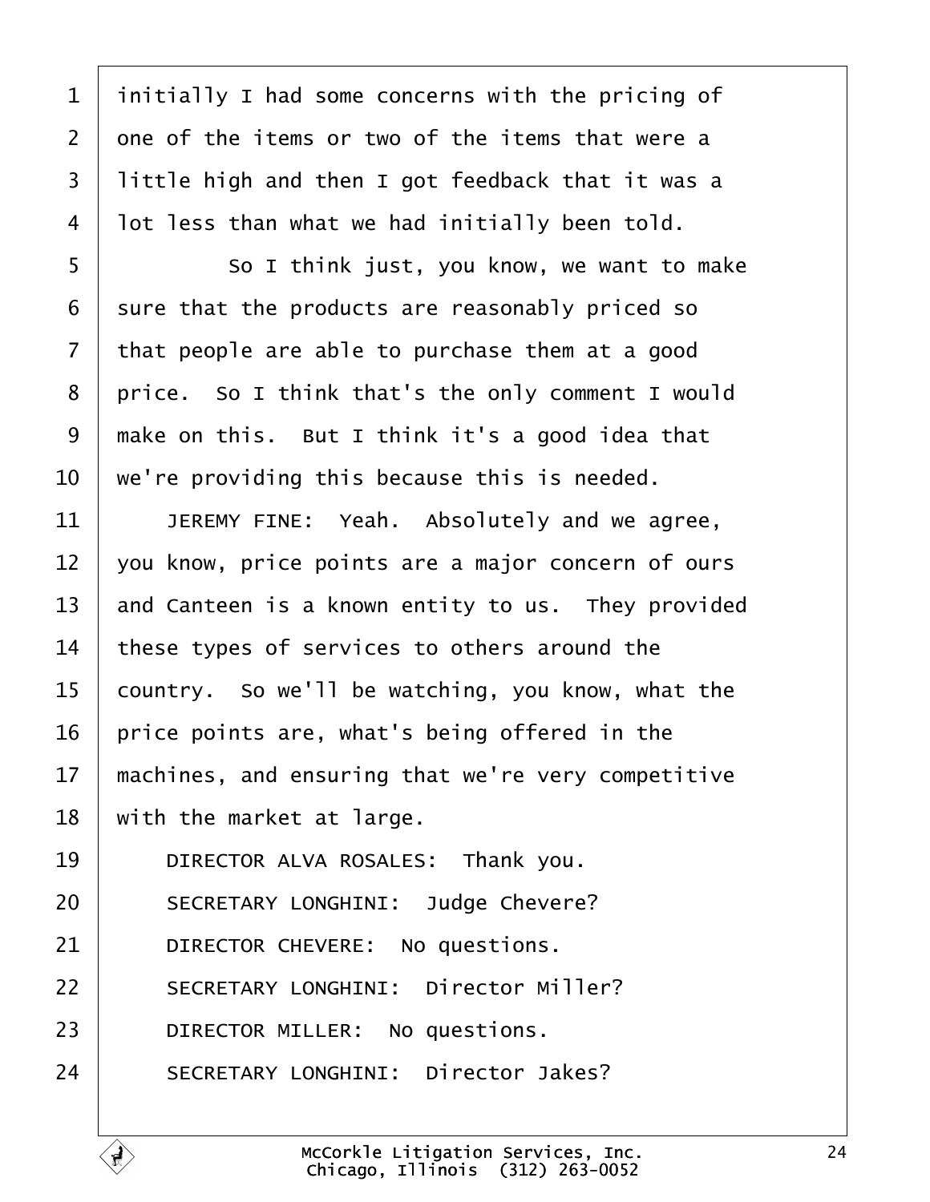initially I had some concerns with the pricing of one of the items or two of the items that were a little high and then I got feedback that it was a lot less than what we had initially been told.

So I think just, you know, we want to make sure that the products are reasonably priced so that people are able to purchase them at a good price. So I think that's the only comment I would make on this. But I think it's a good idea that we're providing this because this is needed.

JEREMY FINE: Yeah. Absolutely and we agree, you know, price points are a major concern of ours and Canteen is a known entity to us. They provided these types of services to others around the country. So we'll be watching, you know, what the price points are, what's being offered in the machines, and ensuring that we're very competitive with the market at large.

DIRECTOR ALVA ROSALES: Thank you.

SECRETARY LONGHINI: Judge Chevere?

DIRECTOR CHEVERE: No questions.

SECRETARY LONGHINI: Director Miller?

DIRECTOR MILLER: No questions.

SECRETARY LONGHINI: Director Jakes?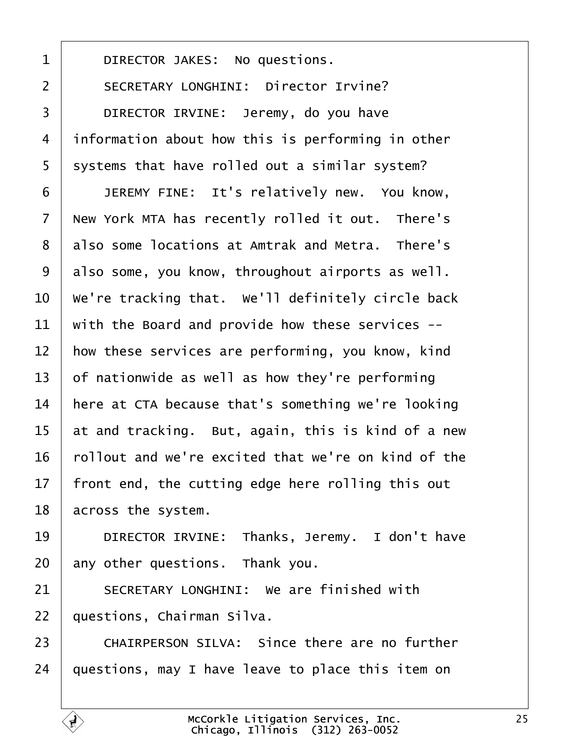DIRECTOR JAKES: No questions.

SECRETARY LONGHINI: Director Irvine?

DIRECTOR IRVINE: Jeremy, do you have information about how this is performing in other systems that have rolled out a similar system?

JEREMY FINE: It's relatively new. You know, New York MTA has recently rolled it out. There's also some locations at Amtrak and Metra. There's also some, you know, throughout airports as well. We're tracking that. We'll definitely circle back with the Board and provide how these services -- how these services are performing, you know, kind of nationwide as well as how they're performing here at CTA because that's something we're looking at and tracking. But, again, this is kind of a new rollout and we're excited that we're on kind of the front end, the cutting edge here rolling this out across the system.

DIRECTOR IRVINE: Thanks, Jeremy. I don't have any other questions. Thank you.

SECRETARY LONGHINI: We are finished with questions, Chairman Silva.

CHAIRPERSON SILVA: Since there are no further questions, may I have leave to place this item on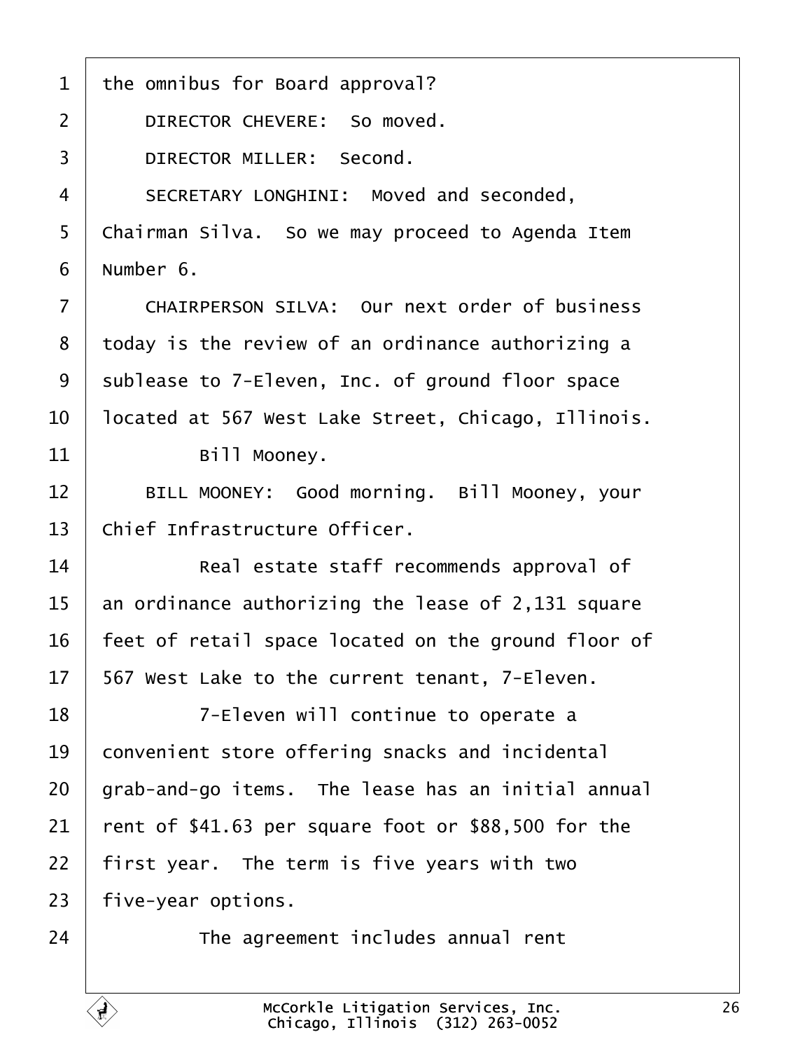the omnibus for Board approval?

DIRECTOR CHEVERE: So moved.

DIRECTOR MILLER: Second.

SECRETARY LONGHINI: Moved and seconded, Chairman Silva. So we may proceed to Agenda Item Number 6.

CHAIRPERSON SILVA: Our next order of business today is the review of an ordinance authorizing a sublease to 7-Eleven, Inc. of ground floor space located at 567 West Lake Street, Chicago, Illinois.

Bill Mooney.

BILL MOONEY: Good morning. Bill Mooney, your Chief Infrastructure Officer.

Real estate staff recommends approval of an ordinance authorizing the lease of 2,131 square feet of retail space located on the ground floor of 567 West Lake to the current tenant, 7-Eleven.

7-Eleven will continue to operate a convenient store offering snacks and incidental grab-and-go items. The lease has an initial annual rent of $41.63 per square foot or $88,500 for the first year. The term is five years with two five-year options.

The agreement includes annual rent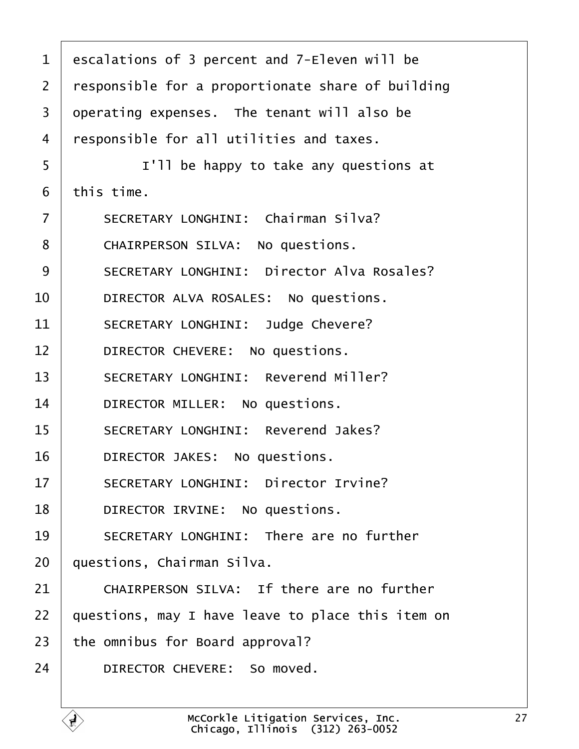escalations of 3 percent and 7-Eleven will be responsible for a proportionate share of building operating expenses. The tenant will also be responsible for all utilities and taxes.

I'll be happy to take any questions at this time.

SECRETARY LONGHINI: Chairman Silva?

CHAIRPERSON SILVA: No questions.

SECRETARY LONGHINI: Director Alva Rosales?

DIRECTOR ALVA ROSALES: No questions.

SECRETARY LONGHINI: Judge Chevere?

DIRECTOR CHEVERE: No questions.

SECRETARY LONGHINI: Reverend Miller?

DIRECTOR MILLER: No questions.

SECRETARY LONGHINI: Reverend Jakes?

DIRECTOR JAKES: No questions.

SECRETARY LONGHINI: Director Irvine?

DIRECTOR IRVINE: No questions.

SECRETARY LONGHINI: There are no further questions, Chairman Silva.

CHAIRPERSON SILVA: If there are no further questions, may I have leave to place this item on the omnibus for Board approval?

DIRECTOR CHEVERE: So moved.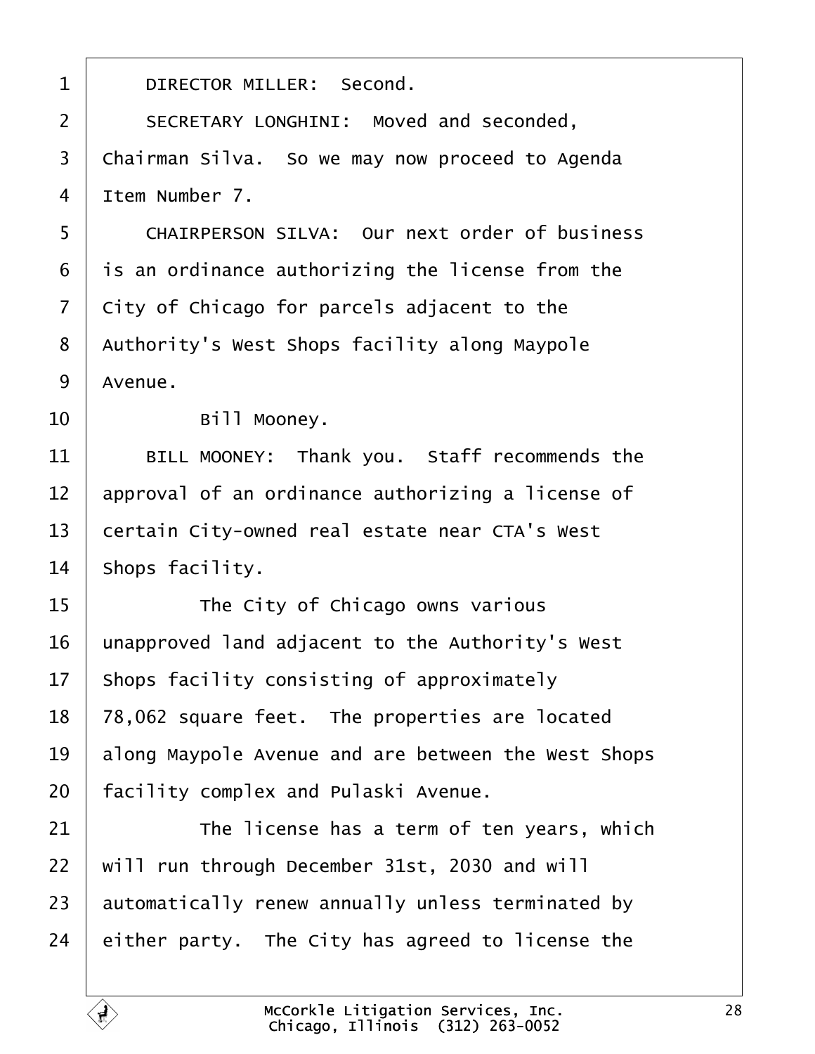DIRECTOR MILLER: Second.

SECRETARY LONGHINI: Moved and seconded, Chairman Silva. So we may now proceed to Agenda Item Number 7.

CHAIRPERSON SILVA: Our next order of business is an ordinance authorizing the license from the City of Chicago for parcels adjacent to the Authority's West Shops facility along Maypole Avenue.

Bill Mooney.

BILL MOONEY: Thank you. Staff recommends the approval of an ordinance authorizing a license of certain City-owned real estate near CTA's West Shops facility.

The City of Chicago owns various unapproved land adjacent to the Authority's West Shops facility consisting of approximately 78,062 square feet. The properties are located along Maypole Avenue and are between the West Shops facility complex and Pulaski Avenue.

The license has a term of ten years, which will run through December 31st, 2030 and will automatically renew annually unless terminated by either party. The City has agreed to license the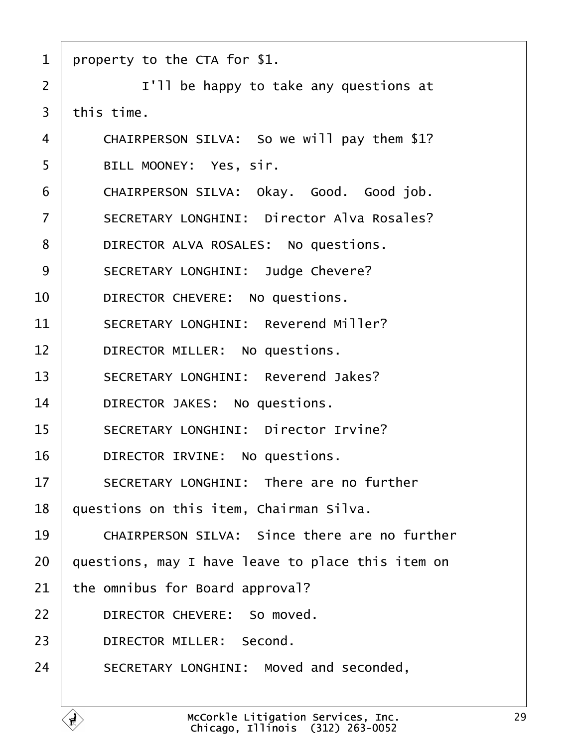property to the CTA for $1.

I'll be happy to take any questions at this time.

CHAIRPERSON SILVA: So we will pay them $1?

BILL MOONEY: Yes, sir.

CHAIRPERSON SILVA: Okay. Good. Good job.

SECRETARY LONGHINI: Director Alva Rosales?

DIRECTOR ALVA ROSALES: No questions.

SECRETARY LONGHINI: Judge Chevere?

DIRECTOR CHEVERE: No questions.

SECRETARY LONGHINI: Reverend Miller?

DIRECTOR MILLER: No questions.

SECRETARY LONGHINI: Reverend Jakes?

DIRECTOR JAKES: No questions.

SECRETARY LONGHINI: Director Irvine?

DIRECTOR IRVINE: No questions.

SECRETARY LONGHINI: There are no further questions on this item, Chairman Silva.

CHAIRPERSON SILVA: Since there are no further questions, may I have leave to place this item on the omnibus for Board approval?

DIRECTOR CHEVERE: So moved.

DIRECTOR MILLER: Second.

SECRETARY LONGHINI: Moved and seconded,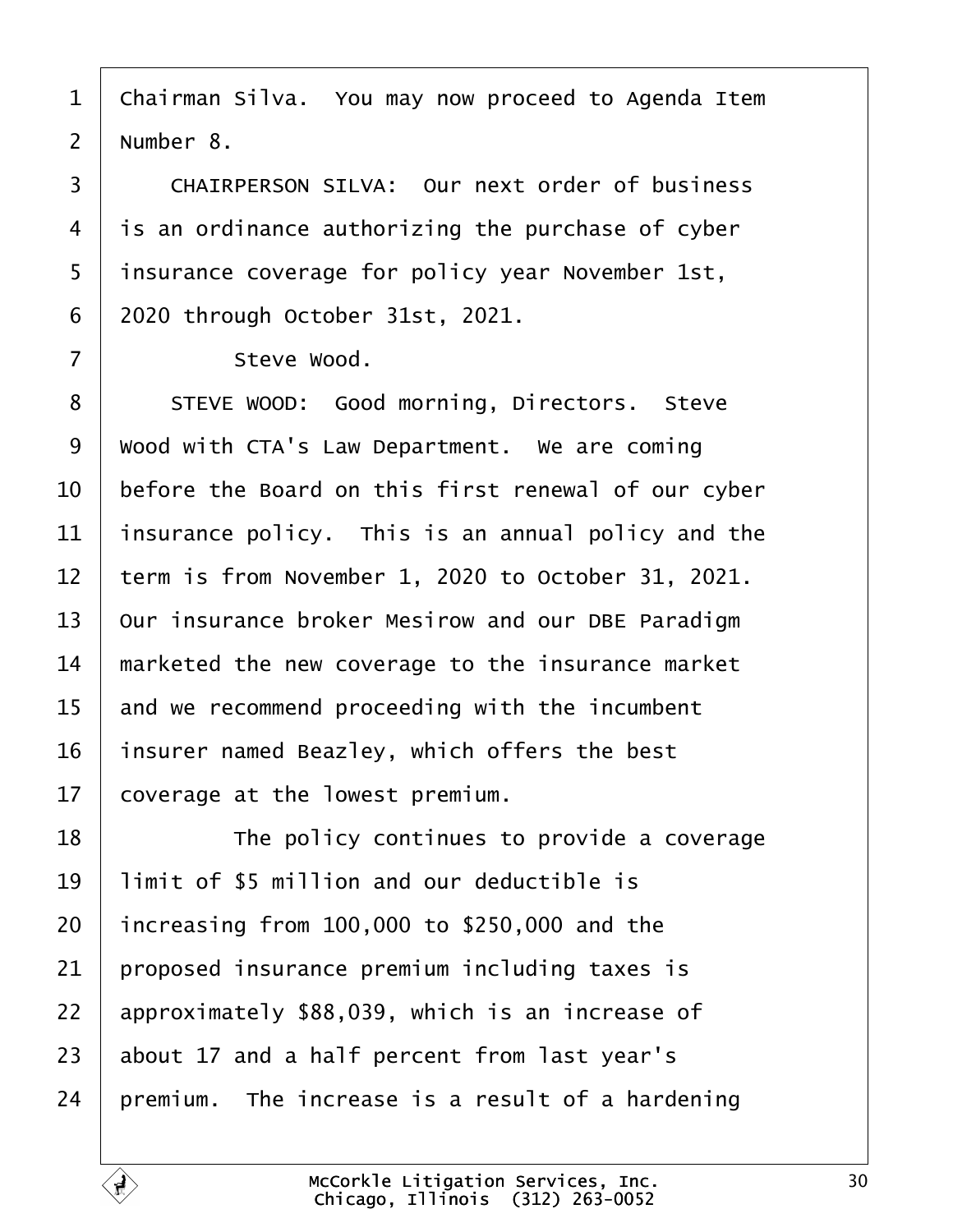Chairman Silva. You may now proceed to Agenda Item Number 8.

CHAIRPERSON SILVA: Our next order of business is an ordinance authorizing the purchase of cyber insurance coverage for policy year November 1st, 2020 through October 31st, 2021.

Steve Wood.

STEVE WOOD: Good morning, Directors. Steve Wood with CTA's Law Department. We are coming before the Board on this first renewal of our cyber insurance policy. This is an annual policy and the term is from November 1, 2020 to October 31, 2021. Our insurance broker Mesirow and our DBE Paradigm marketed the new coverage to the insurance market and we recommend proceeding with the incumbent insurer named Beazley, which offers the best coverage at the lowest premium.

The policy continues to provide a coverage limit of $5 million and our deductible is increasing from 100,000 to $250,000 and the proposed insurance premium including taxes is approximately $88,039, which is an increase of about 17 and a half percent from last year's premium. The increase is a result of a hardening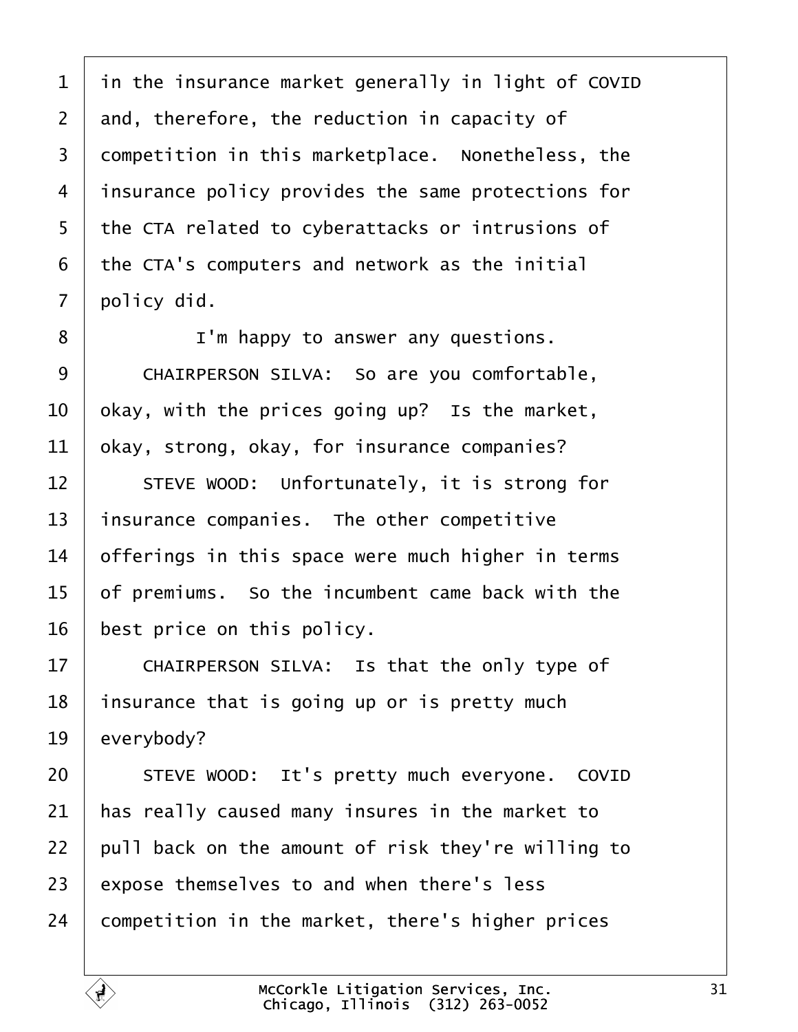in the insurance market generally in light of COVID and, therefore, the reduction in capacity of competition in this marketplace. Nonetheless, the insurance policy provides the same protections for the CTA related to cyberattacks or intrusions of the CTA's computers and network as the initial policy did.

I'm happy to answer any questions.

CHAIRPERSON SILVA: So are you comfortable, okay, with the prices going up? Is the market, okay, strong, okay, for insurance companies?

STEVE WOOD: Unfortunately, it is strong for insurance companies. The other competitive offerings in this space were much higher in terms of premiums. So the incumbent came back with the best price on this policy.

CHAIRPERSON SILVA: Is that the only type of insurance that is going up or is pretty much everybody?

STEVE WOOD: It's pretty much everyone. COVID has really caused many insures in the market to pull back on the amount of risk they're willing to expose themselves to and when there's less competition in the market, there's higher prices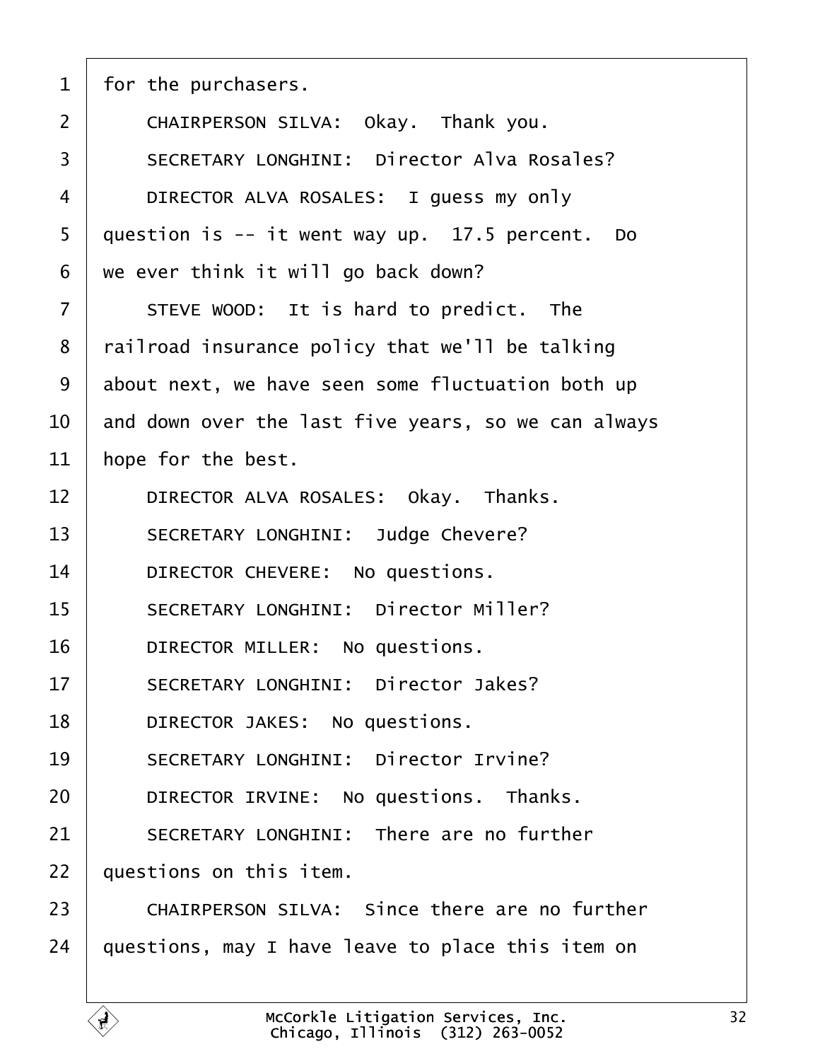for the purchasers.

CHAIRPERSON SILVA: Okay. Thank you.

SECRETARY LONGHINI: Director Alva Rosales?

DIRECTOR ALVA ROSALES: I guess my only question is -- it went way up. 17.5 percent. Do we ever think it will go back down?

STEVE WOOD: It is hard to predict. The railroad insurance policy that we'll be talking about next, we have seen some fluctuation both up and down over the last five years, so we can always hope for the best.

DIRECTOR ALVA ROSALES: Okay. Thanks.

SECRETARY LONGHINI: Judge Chevere?

DIRECTOR CHEVERE: No questions.

SECRETARY LONGHINI: Director Miller?

DIRECTOR MILLER: No questions.

SECRETARY LONGHINI: Director Jakes?

DIRECTOR JAKES: No questions.

SECRETARY LONGHINI: Director Irvine?

DIRECTOR IRVINE: No questions. Thanks.

SECRETARY LONGHINI: There are no further questions on this item.

CHAIRPERSON SILVA: Since there are no further questions, may I have leave to place this item on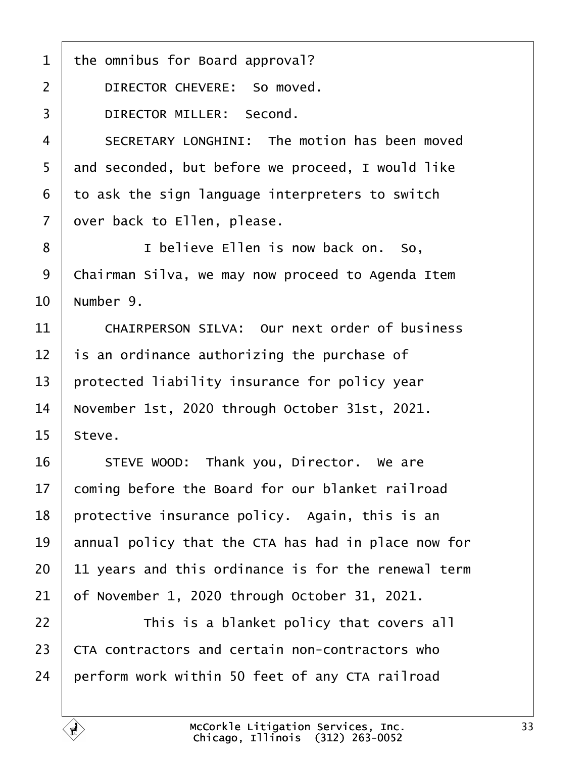the omnibus for Board approval?

DIRECTOR CHEVERE: So moved.

DIRECTOR MILLER: Second.

SECRETARY LONGHINI: The motion has been moved and seconded, but before we proceed, I would like to ask the sign language interpreters to switch over back to Ellen, please.

I believe Ellen is now back on. So, Chairman Silva, we may now proceed to Agenda Item Number 9.

CHAIRPERSON SILVA: Our next order of business is an ordinance authorizing the purchase of protected liability insurance for policy year November 1st, 2020 through October 31st, 2021. Steve.

STEVE WOOD: Thank you, Director. We are coming before the Board for our blanket railroad protective insurance policy. Again, this is an annual policy that the CTA has had in place now for 11 years and this ordinance is for the renewal term of November 1, 2020 through October 31, 2021.

This is a blanket policy that covers all CTA contractors and certain non-contractors who perform work within 50 feet of any CTA railroad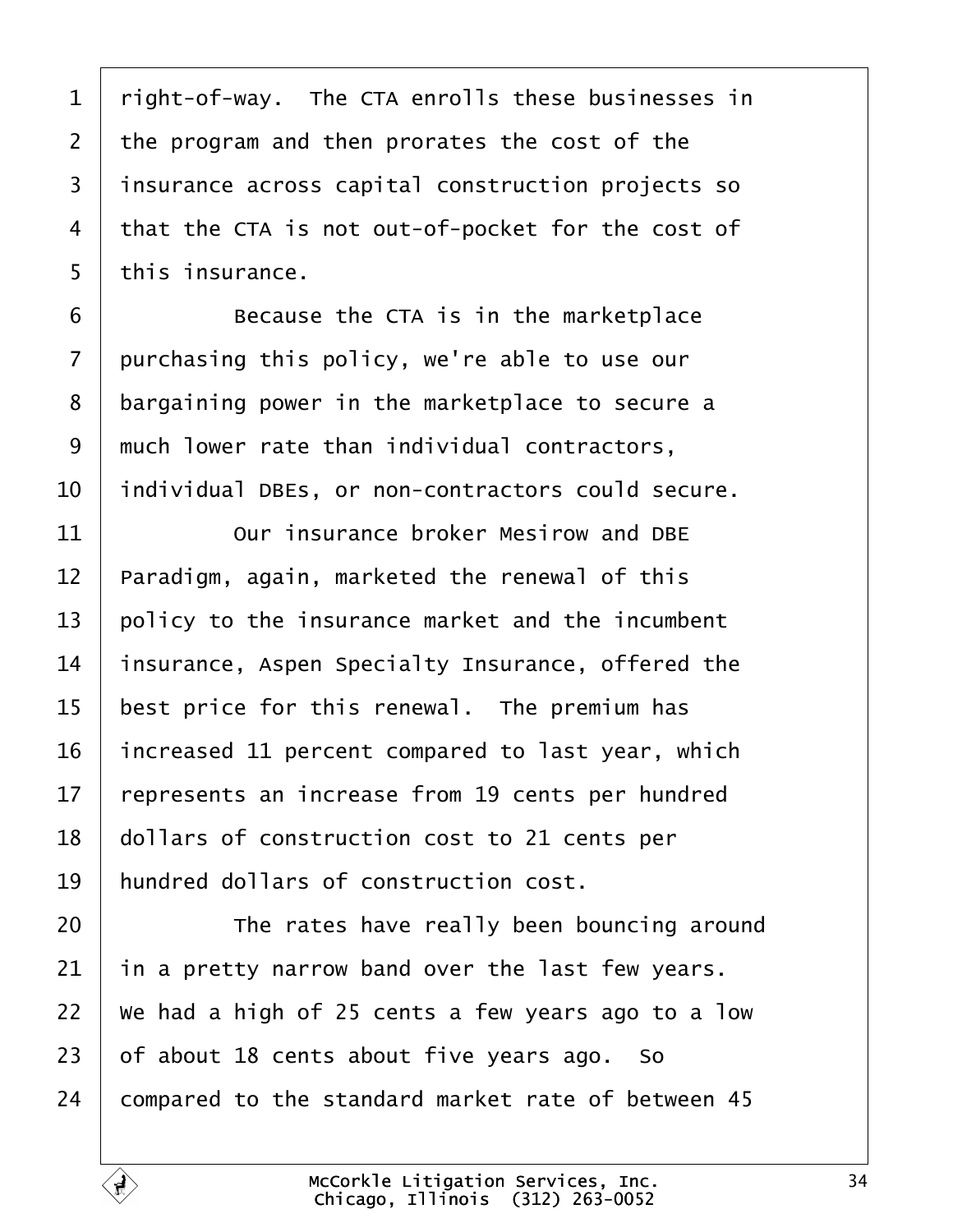right-of-way. The CTA enrolls these businesses in the program and then prorates the cost of the insurance across capital construction projects so that the CTA is not out-of-pocket for the cost of this insurance.

Because the CTA is in the marketplace purchasing this policy, we're able to use our bargaining power in the marketplace to secure a much lower rate than individual contractors, individual DBEs, or non-contractors could secure.

Our insurance broker Mesirow and DBE Paradigm, again, marketed the renewal of this policy to the insurance market and the incumbent insurance, Aspen Specialty Insurance, offered the best price for this renewal. The premium has increased 11 percent compared to last year, which represents an increase from 19 cents per hundred dollars of construction cost to 21 cents per hundred dollars of construction cost.

The rates have really been bouncing around in a pretty narrow band over the last few years. We had a high of 25 cents a few years ago to a low of about 18 cents about five years ago. So compared to the standard market rate of between 45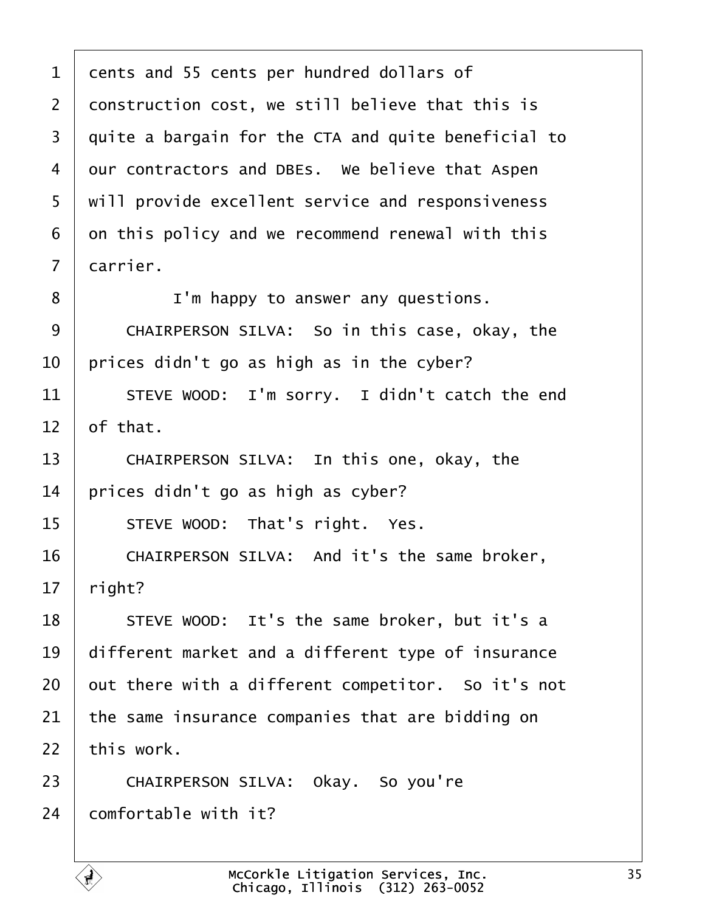cents and 55 cents per hundred dollars of construction cost, we still believe that this is quite a bargain for the CTA and quite beneficial to our contractors and DBEs. We believe that Aspen will provide excellent service and responsiveness on this policy and we recommend renewal with this carrier.

I'm happy to answer any questions.

CHAIRPERSON SILVA: So in this case, okay, the prices didn't go as high as in the cyber?

STEVE WOOD: I'm sorry. I didn't catch the end of that.

CHAIRPERSON SILVA: In this one, okay, the prices didn't go as high as cyber?

STEVE WOOD: That's right. Yes.

CHAIRPERSON SILVA: And it's the same broker, right?

STEVE WOOD: It's the same broker, but it's a different market and a different type of insurance out there with a different competitor. So it's not the same insurance companies that are bidding on this work.

CHAIRPERSON SILVA: Okay. So you're comfortable with it?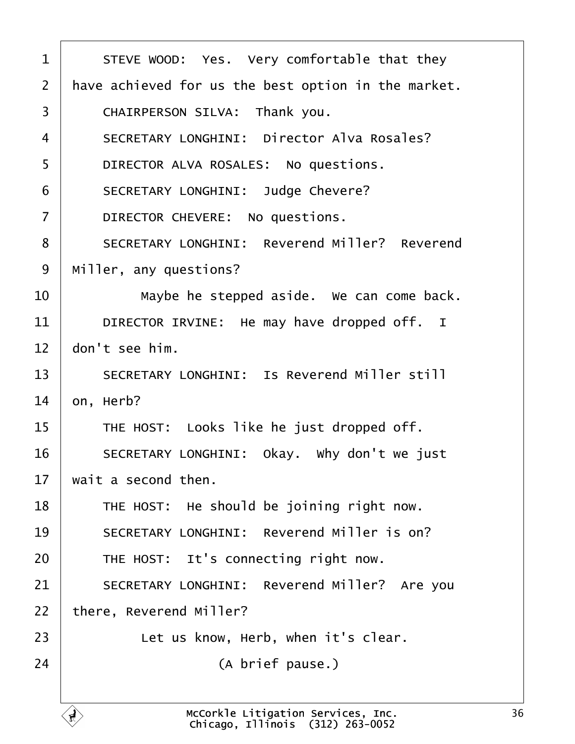STEVE WOOD: Yes. Very comfortable that they have achieved for us the best option in the market.

CHAIRPERSON SILVA: Thank you.

SECRETARY LONGHINI: Director Alva Rosales?

DIRECTOR ALVA ROSALES: No questions.

SECRETARY LONGHINI: Judge Chevere?

DIRECTOR CHEVERE: No questions.

SECRETARY LONGHINI: Reverend Miller? Reverend Miller, any questions?

Maybe he stepped aside. We can come back.

DIRECTOR IRVINE: He may have dropped off. I don't see him.

SECRETARY LONGHINI: Is Reverend Miller still on, Herb?

THE HOST: Looks like he just dropped off.

SECRETARY LONGHINI: Okay. Why don't we just wait a second then.

THE HOST: He should be joining right now.

SECRETARY LONGHINI: Reverend Miller is on?

THE HOST: It's connecting right now.

SECRETARY LONGHINI: Reverend Miller? Are you there, Reverend Miller?

Let us know, Herb, when it's clear.

(A brief pause.)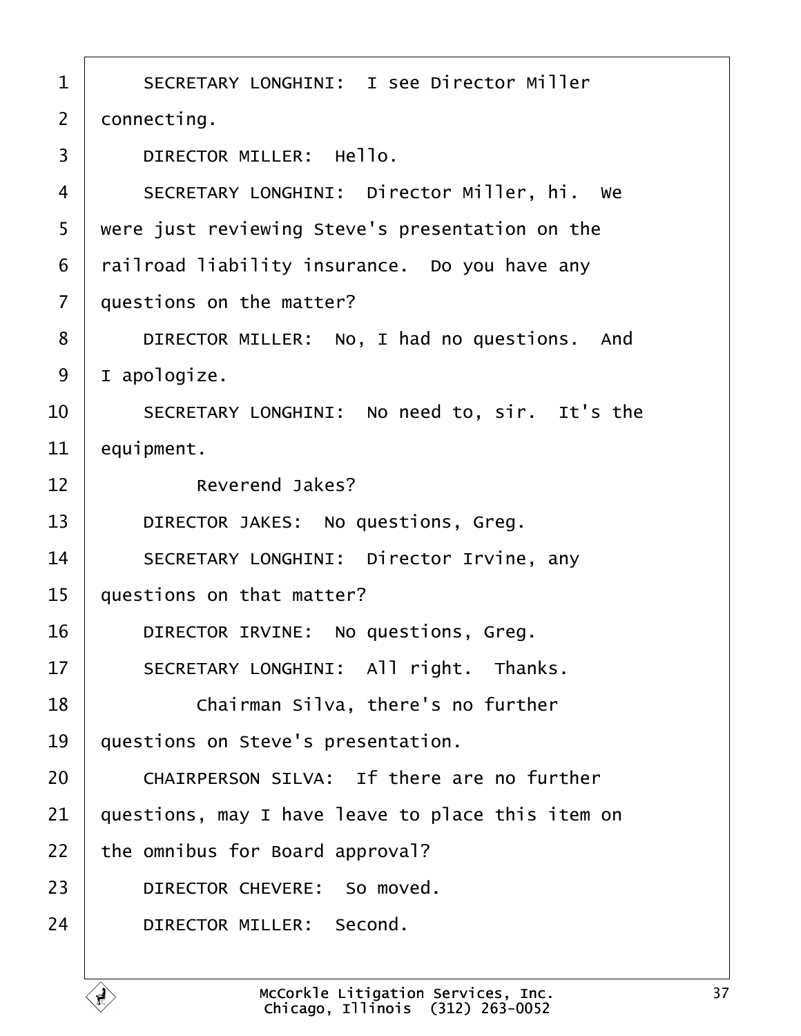SECRETARY LONGHINI: I see Director Miller connecting.

DIRECTOR MILLER: Hello.

SECRETARY LONGHINI: Director Miller, hi. We were just reviewing Steve's presentation on the railroad liability insurance. Do you have any questions on the matter?

DIRECTOR MILLER: No, I had no questions. And I apologize.

SECRETARY LONGHINI: No need to, sir. It's the equipment.

Reverend Jakes?

DIRECTOR JAKES: No questions, Greg.

SECRETARY LONGHINI: Director Irvine, any questions on that matter?

DIRECTOR IRVINE: No questions, Greg.

SECRETARY LONGHINI: All right. Thanks.

Chairman Silva, there's no further questions on Steve's presentation.

CHAIRPERSON SILVA: If there are no further questions, may I have leave to place this item on the omnibus for Board approval?

DIRECTOR CHEVERE: So moved.

DIRECTOR MILLER: Second.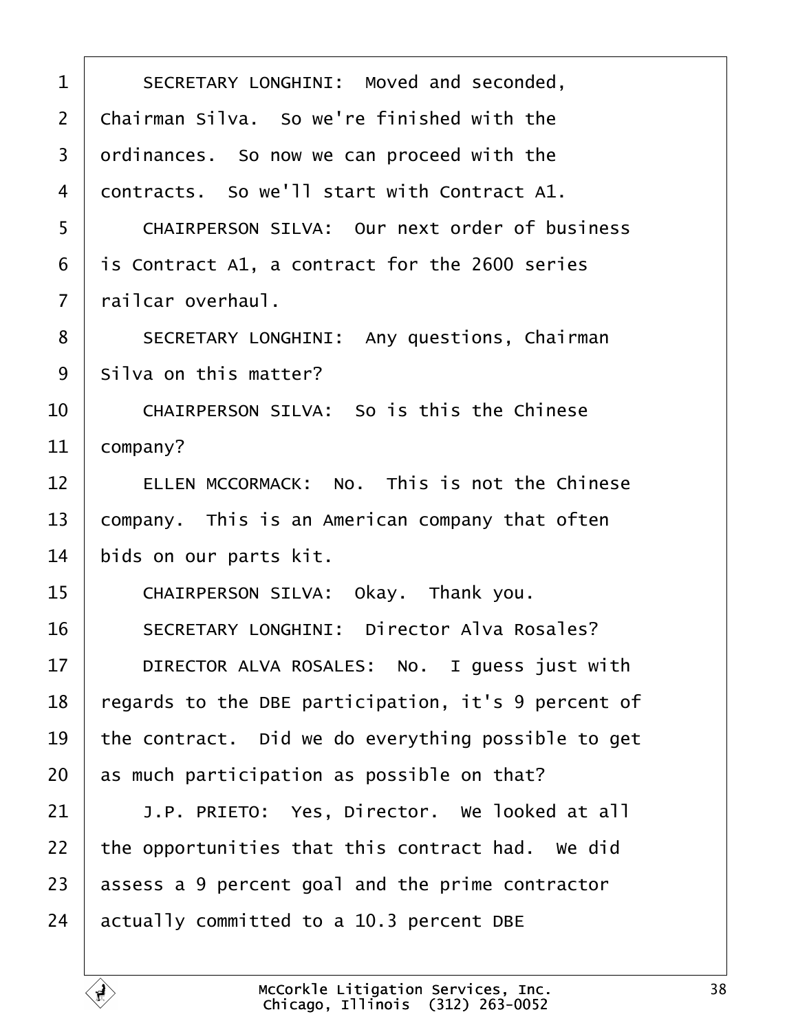SECRETARY LONGHINI: Moved and seconded, Chairman Silva. So we're finished with the ordinances. So now we can proceed with the contracts. So we'll start with Contract A1.

CHAIRPERSON SILVA: Our next order of business is Contract A1, a contract for the 2600 series railcar overhaul.

SECRETARY LONGHINI: Any questions, Chairman Silva on this matter?

CHAIRPERSON SILVA: So is this the Chinese company?

ELLEN MCCORMACK: No. This is not the Chinese company. This is an American company that often bids on our parts kit.

CHAIRPERSON SILVA: Okay. Thank you.

SECRETARY LONGHINI: Director Alva Rosales?

DIRECTOR ALVA ROSALES: No. I guess just with regards to the DBE participation, it's 9 percent of the contract. Did we do everything possible to get as much participation as possible on that?

J.P. PRIETO: Yes, Director. We looked at all the opportunities that this contract had. We did assess a 9 percent goal and the prime contractor actually committed to a 10.3 percent DBE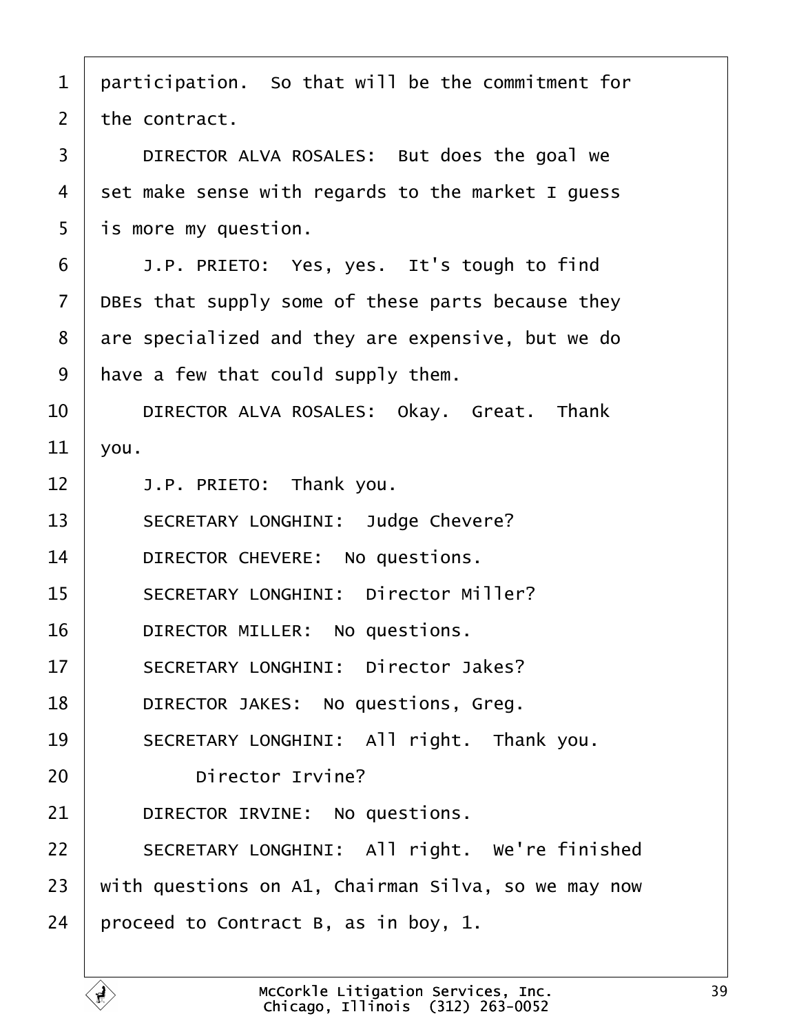1 participation. So that will be the commitment for
2 the contract.
3     DIRECTOR ALVA ROSALES: But does the goal we
4 set make sense with regards to the market I guess
5 is more my question.
6     J.P. PRIETO: Yes, yes. It's tough to find
7 DBEs that supply some of these parts because they
8 are specialized and they are expensive, but we do
9 have a few that could supply them.
10     DIRECTOR ALVA ROSALES: Okay. Great. Thank
11 you.
12     J.P. PRIETO: Thank you.
13     SECRETARY LONGHINI: Judge Chevere?
14     DIRECTOR CHEVERE: No questions.
15     SECRETARY LONGHINI: Director Miller?
16     DIRECTOR MILLER: No questions.
17     SECRETARY LONGHINI: Director Jakes?
18     DIRECTOR JAKES: No questions, Greg.
19     SECRETARY LONGHINI: All right. Thank you.
20         Director Irvine?
21     DIRECTOR IRVINE: No questions.
22     SECRETARY LONGHINI: All right. We're finished
23 with questions on A1, Chairman Silva, so we may now
24 proceed to Contract B, as in boy, 1.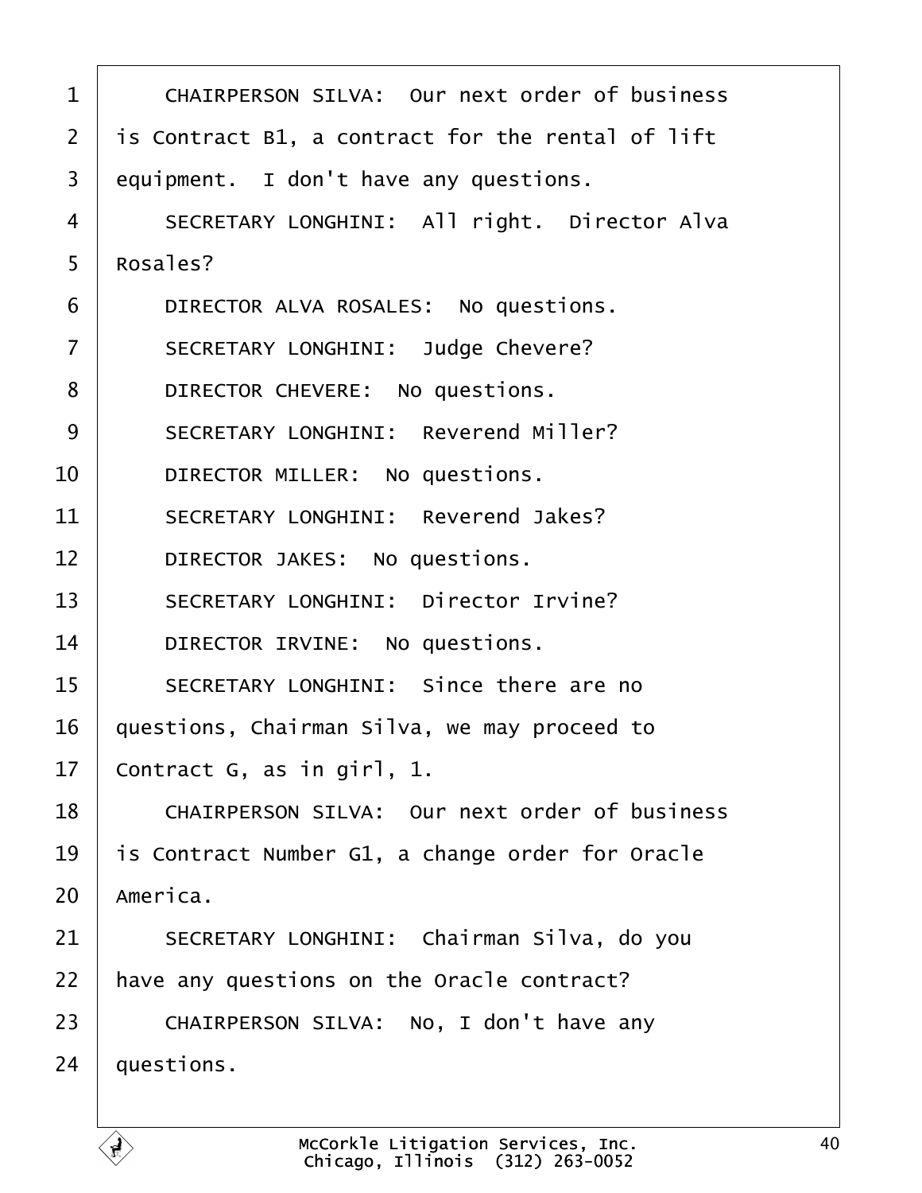CHAIRPERSON SILVA: Our next order of business is Contract B1, a contract for the rental of lift equipment. I don't have any questions.

SECRETARY LONGHINI: All right. Director Alva Rosales?

DIRECTOR ALVA ROSALES: No questions.

SECRETARY LONGHINI: Judge Chevere?

DIRECTOR CHEVERE: No questions.

SECRETARY LONGHINI: Reverend Miller?

DIRECTOR MILLER: No questions.

SECRETARY LONGHINI: Reverend Jakes?

DIRECTOR JAKES: No questions.

SECRETARY LONGHINI: Director Irvine?

DIRECTOR IRVINE: No questions.

SECRETARY LONGHINI: Since there are no questions, Chairman Silva, we may proceed to Contract G, as in girl, 1.

CHAIRPERSON SILVA: Our next order of business is Contract Number G1, a change order for Oracle America.

SECRETARY LONGHINI: Chairman Silva, do you have any questions on the Oracle contract?

CHAIRPERSON SILVA: No, I don't have any questions.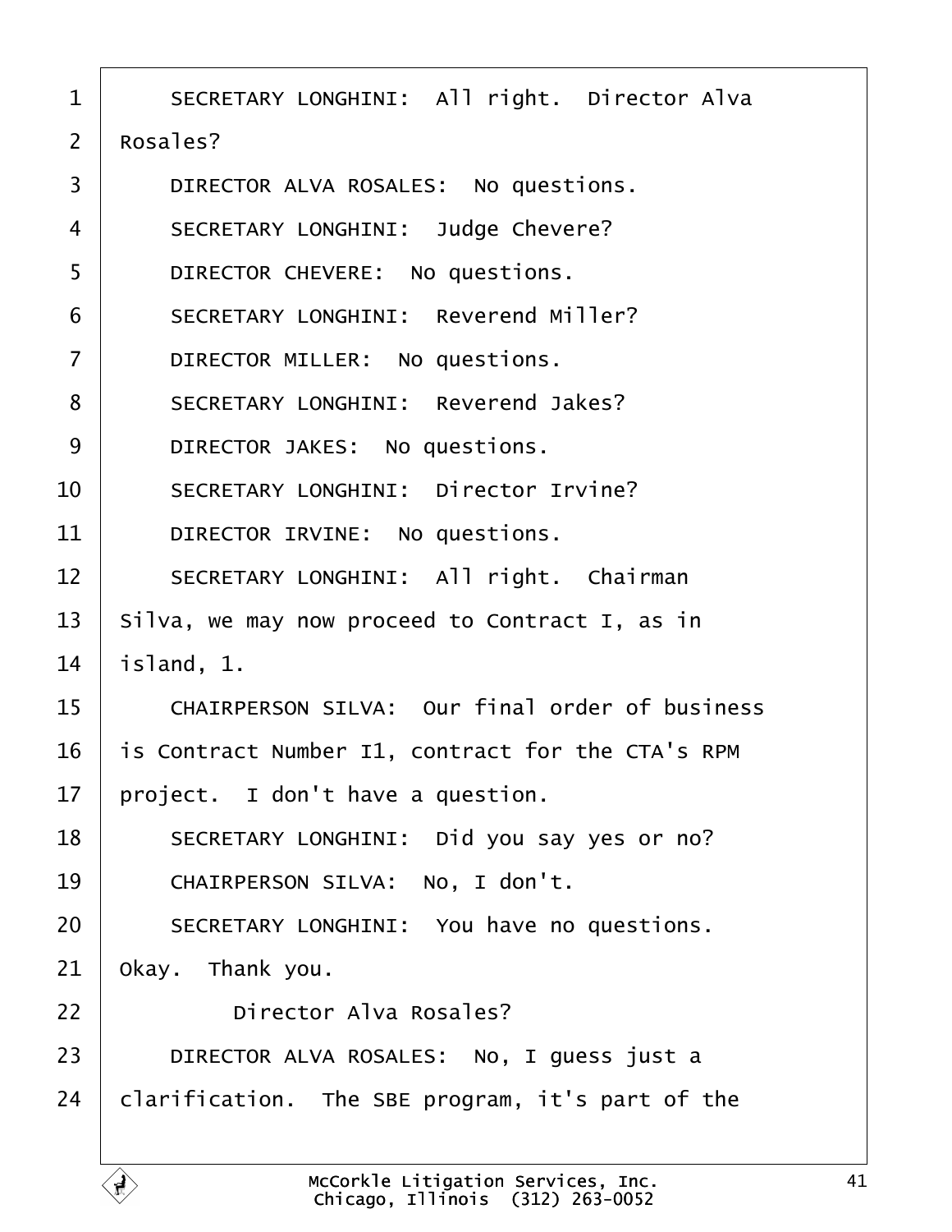1 SECRETARY LONGHINI: All right. Director Alva
2 Rosales?
3 DIRECTOR ALVA ROSALES: No questions.
4 SECRETARY LONGHINI: Judge Chevere?
5 DIRECTOR CHEVERE: No questions.
6 SECRETARY LONGHINI: Reverend Miller?
7 DIRECTOR MILLER: No questions.
8 SECRETARY LONGHINI: Reverend Jakes?
9 DIRECTOR JAKES: No questions.
10 SECRETARY LONGHINI: Director Irvine?
11 DIRECTOR IRVINE: No questions.
12 SECRETARY LONGHINI: All right. Chairman
13 Silva, we may now proceed to Contract I, as in
14 island, 1.
15 CHAIRPERSON SILVA: Our final order of business
16 is Contract Number I1, contract for the CTA's RPM
17 project. I don't have a question.
18 SECRETARY LONGHINI: Did you say yes or no?
19 CHAIRPERSON SILVA: No, I don't.
20 SECRETARY LONGHINI: You have no questions.
21 Okay. Thank you.
22 Director Alva Rosales?
23 DIRECTOR ALVA ROSALES: No, I guess just a
24 clarification. The SBE program, it's part of the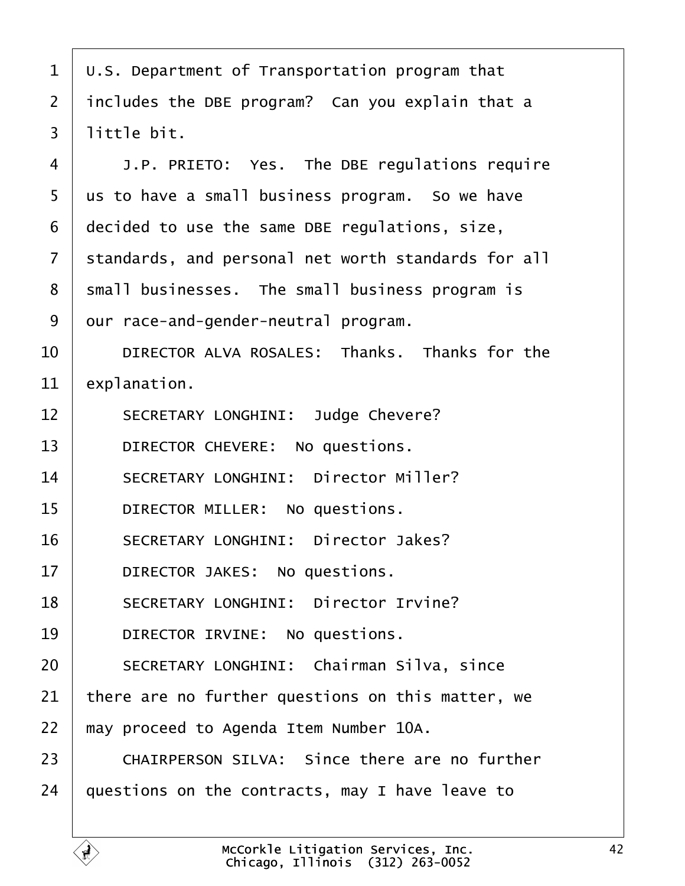U.S. Department of Transportation program that includes the DBE program? Can you explain that a little bit.

J.P. PRIETO: Yes. The DBE regulations require us to have a small business program. So we have decided to use the same DBE regulations, size, standards, and personal net worth standards for all small businesses. The small business program is our race-and-gender-neutral program.

DIRECTOR ALVA ROSALES: Thanks. Thanks for the explanation.

SECRETARY LONGHINI: Judge Chevere?

DIRECTOR CHEVERE: No questions.

SECRETARY LONGHINI: Director Miller?

DIRECTOR MILLER: No questions.

SECRETARY LONGHINI: Director Jakes?

DIRECTOR JAKES: No questions.

SECRETARY LONGHINI: Director Irvine?

DIRECTOR IRVINE: No questions.

SECRETARY LONGHINI: Chairman Silva, since there are no further questions on this matter, we may proceed to Agenda Item Number 10A.

CHAIRPERSON SILVA: Since there are no further questions on the contracts, may I have leave to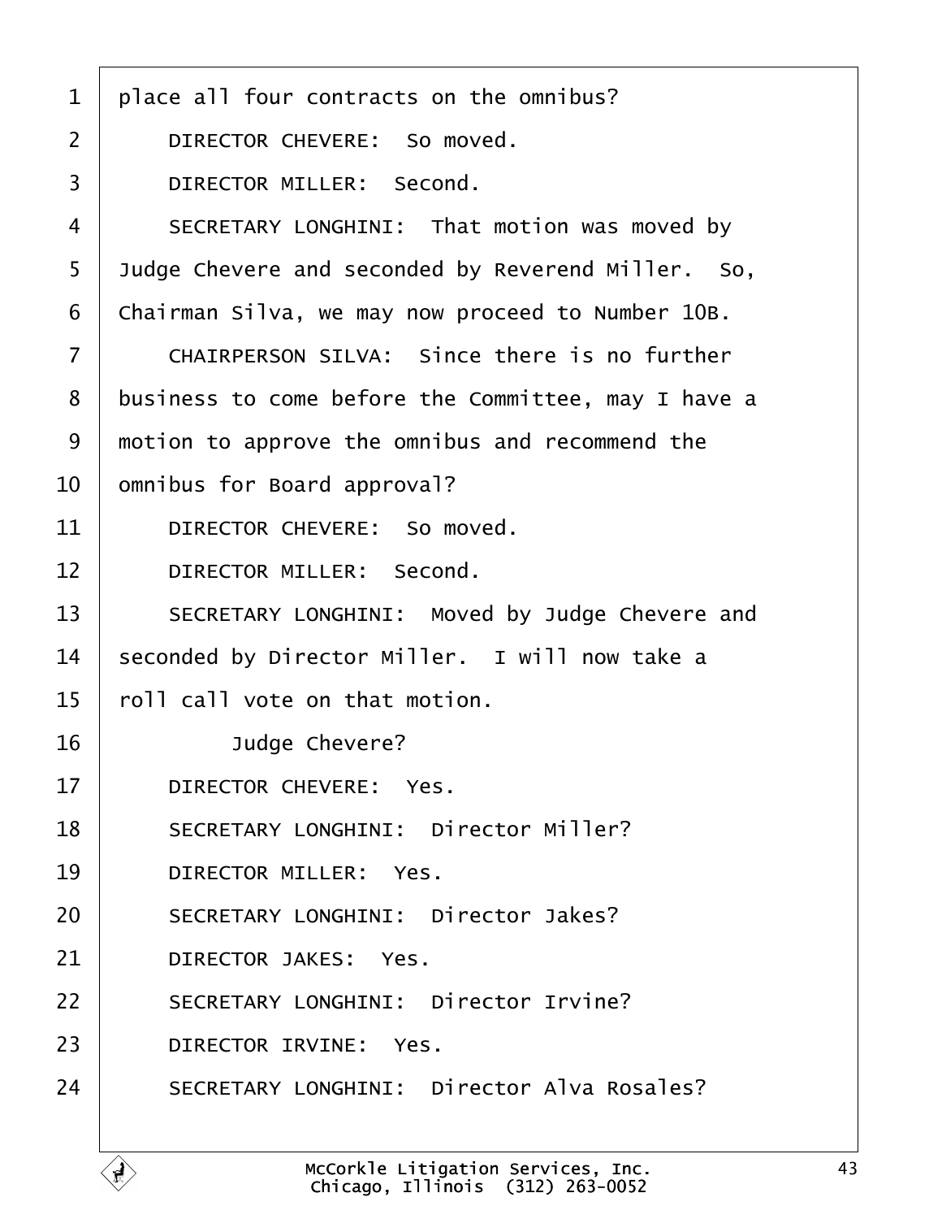place all four contracts on the omnibus?

DIRECTOR CHEVERE: So moved.

DIRECTOR MILLER: Second.

SECRETARY LONGHINI: That motion was moved by Judge Chevere and seconded by Reverend Miller. So, Chairman Silva, we may now proceed to Number 10B.

CHAIRPERSON SILVA: Since there is no further business to come before the Committee, may I have a motion to approve the omnibus and recommend the omnibus for Board approval?

DIRECTOR CHEVERE: So moved.

DIRECTOR MILLER: Second.

SECRETARY LONGHINI: Moved by Judge Chevere and seconded by Director Miller. I will now take a roll call vote on that motion.

Judge Chevere?

DIRECTOR CHEVERE: Yes.

SECRETARY LONGHINI: Director Miller?

DIRECTOR MILLER: Yes.

SECRETARY LONGHINI: Director Jakes?

DIRECTOR JAKES: Yes.

SECRETARY LONGHINI: Director Irvine?

DIRECTOR IRVINE: Yes.

SECRETARY LONGHINI: Director Alva Rosales?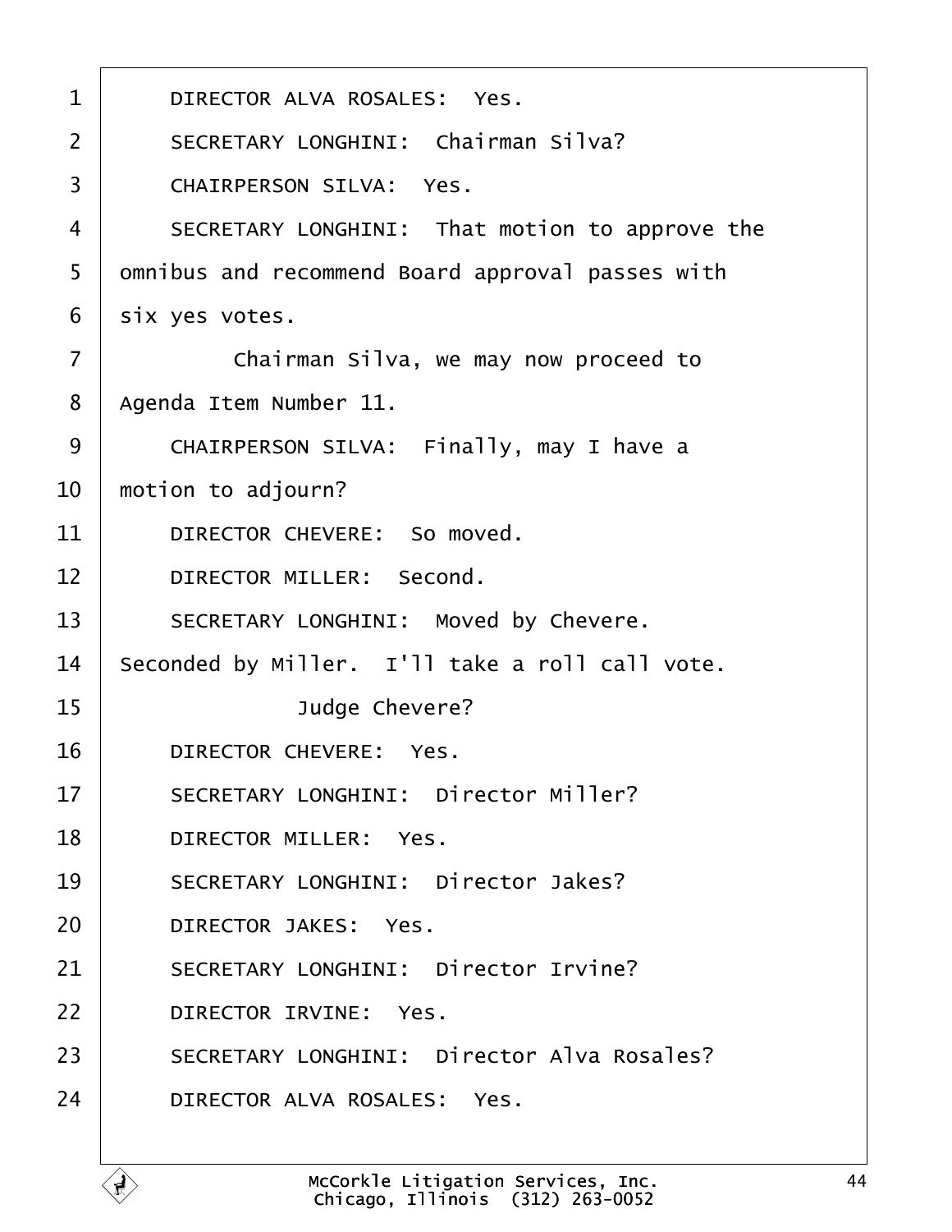1 DIRECTOR ALVA ROSALES: Yes.

2 SECRETARY LONGHINI: Chairman Silva?

3 CHAIRPERSON SILVA: Yes.

4 SECRETARY LONGHINI: That motion to approve the

5 omnibus and recommend Board approval passes with

6 six yes votes.

7 Chairman Silva, we may now proceed to

8 Agenda Item Number 11.

9 CHAIRPERSON SILVA: Finally, may I have a

10 motion to adjourn?

11 DIRECTOR CHEVERE: So moved.

12 DIRECTOR MILLER: Second.

13 SECRETARY LONGHINI: Moved by Chevere.

14 Seconded by Miller. I'll take a roll call vote.

15 Judge Chevere?

16 DIRECTOR CHEVERE: Yes.

17 SECRETARY LONGHINI: Director Miller?

18 DIRECTOR MILLER: Yes.

19 SECRETARY LONGHINI: Director Jakes?

20 DIRECTOR JAKES: Yes.

21 SECRETARY LONGHINI: Director Irvine?

22 DIRECTOR IRVINE: Yes.

23 SECRETARY LONGHINI: Director Alva Rosales?

24 DIRECTOR ALVA ROSALES: Yes.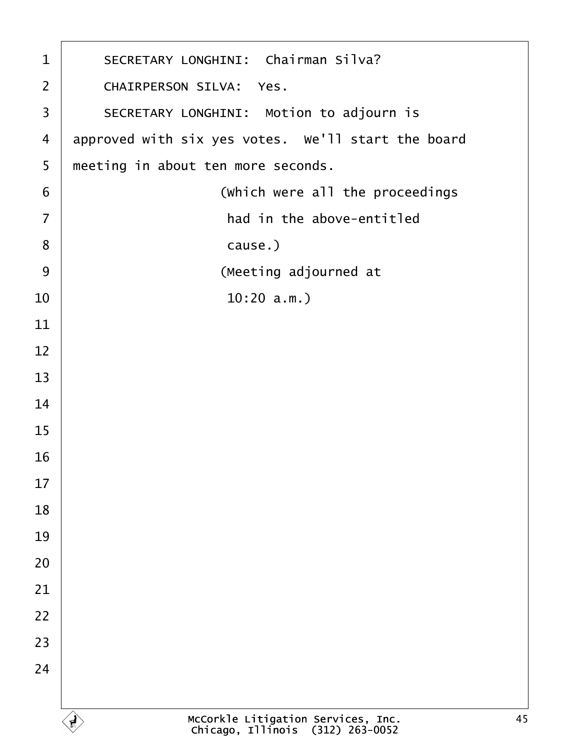SECRETARY LONGHINI: Chairman Silva?

CHAIRPERSON SILVA: Yes.

SECRETARY LONGHINI: Motion to adjourn is approved with six yes votes. We'll start the board meeting in about ten more seconds.

(Which were all the proceedings had in the above-entitled cause.)

(Meeting adjourned at 10:20 a.m.)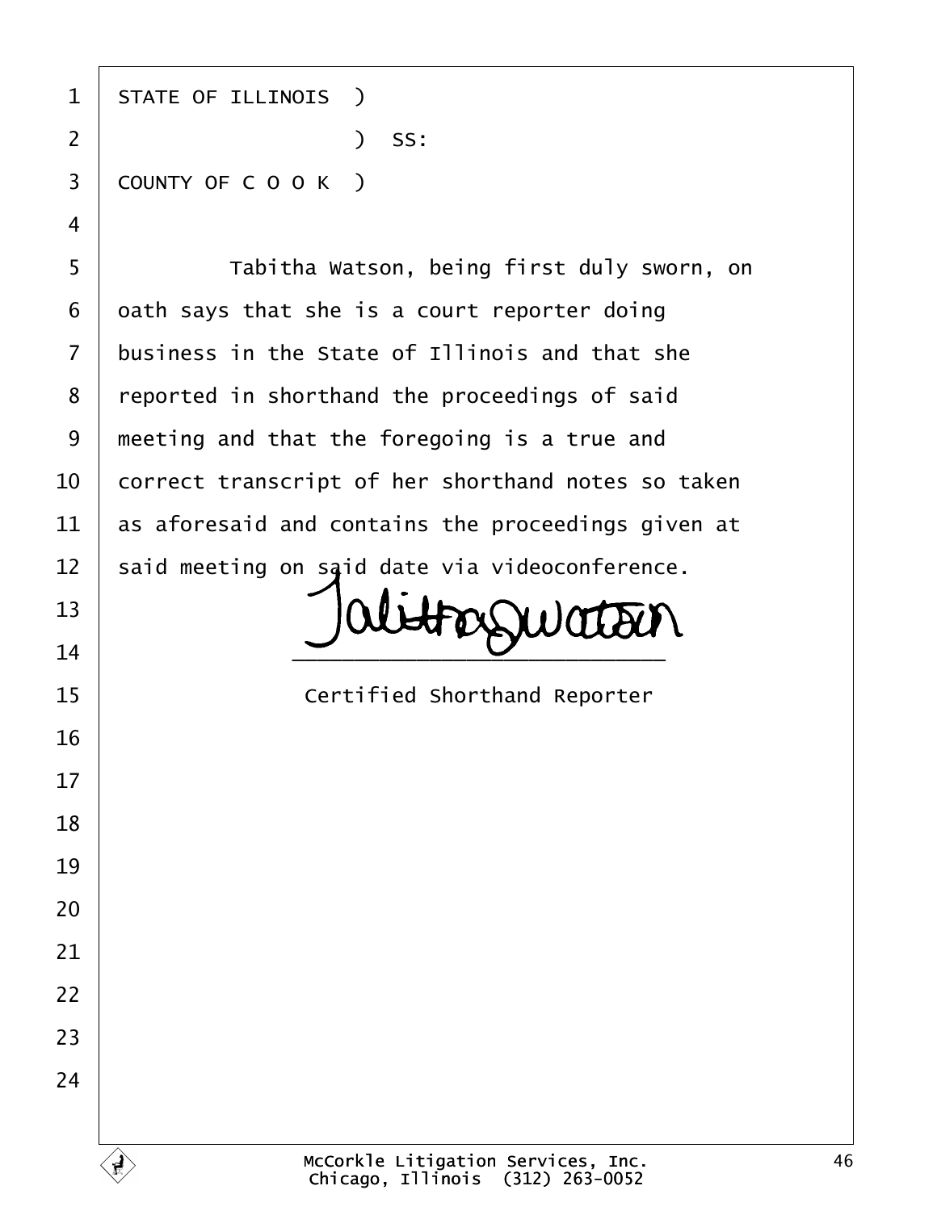STATE OF ILLINOIS )
                  ) SS:
COUNTY OF C O O K )

Tabitha Watson, being first duly sworn, on oath says that she is a court reporter doing business in the State of Illinois and that she reported in shorthand the proceedings of said meeting and that the foregoing is a true and correct transcript of her shorthand notes so taken as aforesaid and contains the proceedings given at said meeting on said date via videoconference.

Tabitha Watson
\_\_\_\_\_\_\_\_\_\_\_\_\_\_\_\_\_\_\_\_\_\_\_\_\_\_\_\_\_\_

Certified Shorthand Reporter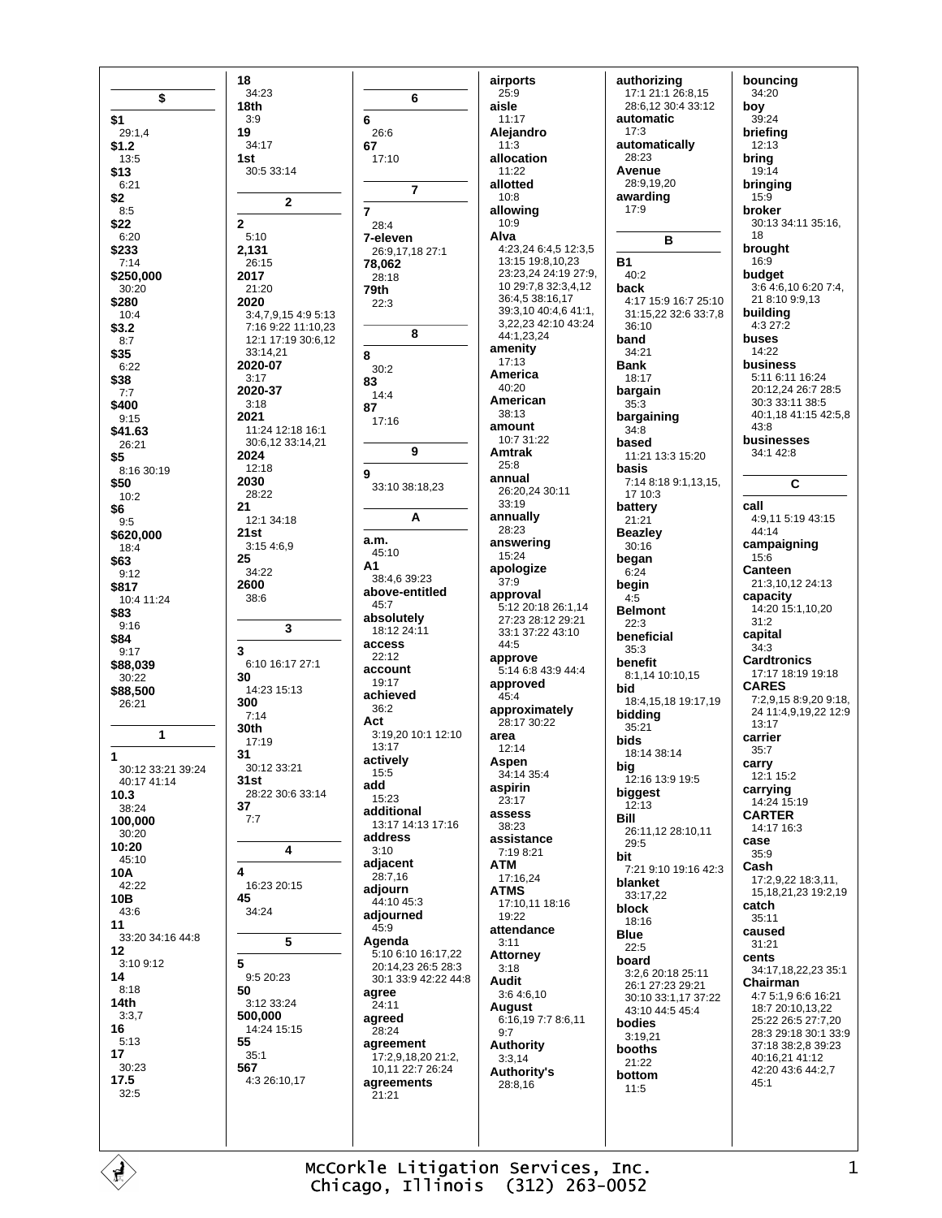**$**

**$1**
29:1,4
**$1.2**
13:5
**$13**
6:21
**$2**
8:5
**$22**
6:20
**$233**
7:14
**$250,000**
30:20
**$280**
10:4
**$3.2**
8:7
**$35**
6:22
**$38**
7:7
**$400**
9:15
**$41.63**
26:21
**$5**
8:16 30:19
**$50**
10:2
**$6**
9:5
**$620,000**
18:4
**$63**
9:12
**$817**
10:4 11:24
**$83**
9:16
**$84**
9:17
**$88,039**
30:22
**$88,500**
26:21

**1**

**1**
30:12 33:21 39:24 40:17 41:14
**10.3**
38:24
**100,000**
30:20
**10:20**
45:10
**10A**
42:22
**10B**
43:6
**11**
33:20 34:16 44:8
**12**
3:10 9:12
**14**
8:18
**14th**
3:3,7
**16**
5:13
**17**
30:23
**17.5**
32:5
**18**
34:23
**18th**
3:9
**19**
34:17
**1st**
30:5 33:14

**2**

**2**
5:10
**2,131**
26:15
**2017**
21:20
**2020**
3:4,7,9,15 4:9 5:13 7:16 9:22 11:10,23 12:1 17:19 30:6,12 33:14,21
**2020-07**
3:17
**2020-37**
3:18
**2021**
11:24 12:18 16:1 30:6,12 33:14,21
**2024**
12:18
**2030**
28:22
**21**
12:1 34:18
**21st**
3:15 4:6,9
**25**
34:22
**2600**
38:6

**3**

**3**
6:10 16:17 27:1
**30**
14:23 15:13
**300**
7:14
**30th**
17:19
**31**
30:12 33:21
**31st**
28:22 30:6 33:14
**37**
7:7

**4**

**4**
16:23 20:15
**45**
34:24

**5**

**5**
9:5 20:23
**50**
3:12 33:24
**500,000**
14:24 15:15
**55**
35:1
**567**
4:3 26:10,17

**6**

**6**
26:6
**67**
17:10

**7**

**7**
28:4
**7-eleven**
26:9,17,18 27:1
**78,062**
28:18
**79th**
22:3

**8**

**8**
30:2
**83**
14:4
**87**
17:16

**9**

**9**
33:10 38:18,23

**A**

**a.m.**
45:10
**A1**
38:4,6 39:23
**above-entitled**
45:7
**absolutely**
18:12 24:11
**access**
22:12
**account**
19:17
**achieved**
36:2
**Act**
3:19,20 10:1 12:10 13:17
**actively**
15:5
**add**
15:23
**additional**
13:17 14:13 17:16
**address**
3:10
**adjacent**
28:7,16
**adjourn**
44:10 45:3
**adjourned**
45:9
**Agenda**
5:10 6:10 16:17,22 20:14,23 26:5 28:3 30:1 33:9 42:22 44:8
**agree**
24:11
**agreed**
28:24
**agreement**
17:2,9,18,20 21:2, 10,11 22:7 26:24
**agreements**
21:21
**airports**
25:9
**aisle**
11:17
**Alejandro**
11:3
**allocation**
11:22
**allotted**
10:8
**allowing**
10:9
**Alva**
4:23,24 6:4,5 12:3,5 13:15 19:8,10,23 23:23,24 24:19 27:9, 10 29:7,8 32:3,4,12 36:4,5 38:16,17 39:3,10 40:4,6 41:1, 3,22,23 42:10 43:24 44:1,23,24
**amenity**
17:13
**America**
40:20
**American**
38:13
**amount**
10:7 31:22
**Amtrak**
25:8
**annual**
26:20,24 30:11 33:19
**annually**
28:23
**answering**
15:24
**apologize**
37:9
**approval**
5:12 20:18 26:1,14 27:23 28:12 29:21 33:1 37:22 43:10 44:5
**approve**
5:14 6:8 43:9 44:4
**approved**
45:4
**approximately**
28:17 30:22
**area**
12:14
**Aspen**
34:14 35:4
**aspirin**
23:17
**assess**
38:23
**assistance**
7:19 8:21
**ATM**
17:16,24
**ATMS**
17:10,11 18:16 19:22
**attendance**
3:11
**Attorney**
3:18
**Audit**
3:6 4:6,10
**August**
6:16,19 7:7 8:6,11 9:7
**Authority**
3:3,14
**Authority's**
28:8,16
**authorizing**
17:1 21:1 26:8,15 28:6,12 30:4 33:12
**automatic**
17:3
**automatically**
28:23
**Avenue**
28:9,19,20
**awarding**
17:9

**B**

**B1**
40:2
**back**
4:17 15:9 16:7 25:10 31:15,22 32:6 33:7,8 36:10
**band**
34:21
**Bank**
18:17
**bargain**
35:3
**bargaining**
34:8
**based**
11:21 13:3 15:20
**basis**
7:14 8:18 9:1,13,15, 17 10:3
**battery**
21:21
**Beazley**
30:16
**began**
6:24
**begin**
4:5
**Belmont**
22:3
**beneficial**
35:3
**benefit**
8:1,14 10:10,15
**bid**
18:4,15,18 19:17,19
**bidding**
35:21
**bids**
18:14 38:14
**big**
12:16 13:9 19:5
**biggest**
12:13
**Bill**
26:11,12 28:10,11 29:5
**bit**
7:21 9:10 19:16 42:3
**blanket**
33:17,22
**block**
18:16
**Blue**
22:5
**board**
3:2,6 20:18 25:11 26:1 27:23 29:21 30:10 33:1,17 37:22 43:10 44:5 45:4
**bodies**
3:19,21
**booths**
21:22
**bottom**
11:5
**bouncing**
34:20
**boy**
39:24
**briefing**
12:13
**bring**
19:14
**bringing**
15:9
**broker**
30:13 34:11 35:16, 18
**brought**
16:9
**budget**
3:6 4:6,10 6:20 7:4, 21 8:10 9:9,13
**building**
4:3 27:2
**buses**
14:22
**business**
5:11 6:11 16:24 20:12,24 26:7 28:5 30:3 33:11 38:5 40:1,18 41:15 42:5,8 43:8
**businesses**
34:1 42:8

**C**

**call**
4:9,11 5:19 43:15 44:14
**campaigning**
15:6
**Canteen**
21:3,10,12 24:13
**capacity**
14:20 15:1,10,20 31:2
**capital**
34:3
**Cardtronics**
17:17 18:19 19:18
**CARES**
7:2,9,15 8:9,20 9:18, 24 11:4,9,19,22 12:9 13:17
**carrier**
35:7
**carry**
12:1 15:2
**carrying**
14:24 15:19
**CARTER**
14:17 16:3
**case**
35:9
**Cash**
17:2,9,22 18:3,11, 15,18,21,23 19:2,19
**catch**
35:11
**caused**
31:21
**cents**
34:17,18,22,23 35:1
**Chairman**
4:7 5:1,9 6:6 16:21 18:7 20:10,13,22 25:22 26:5 27:7,20 28:3 29:18 30:1 33:9 37:18 38:2,8 39:23 40:16,21 41:12 42:20 43:6 44:2,7 45:1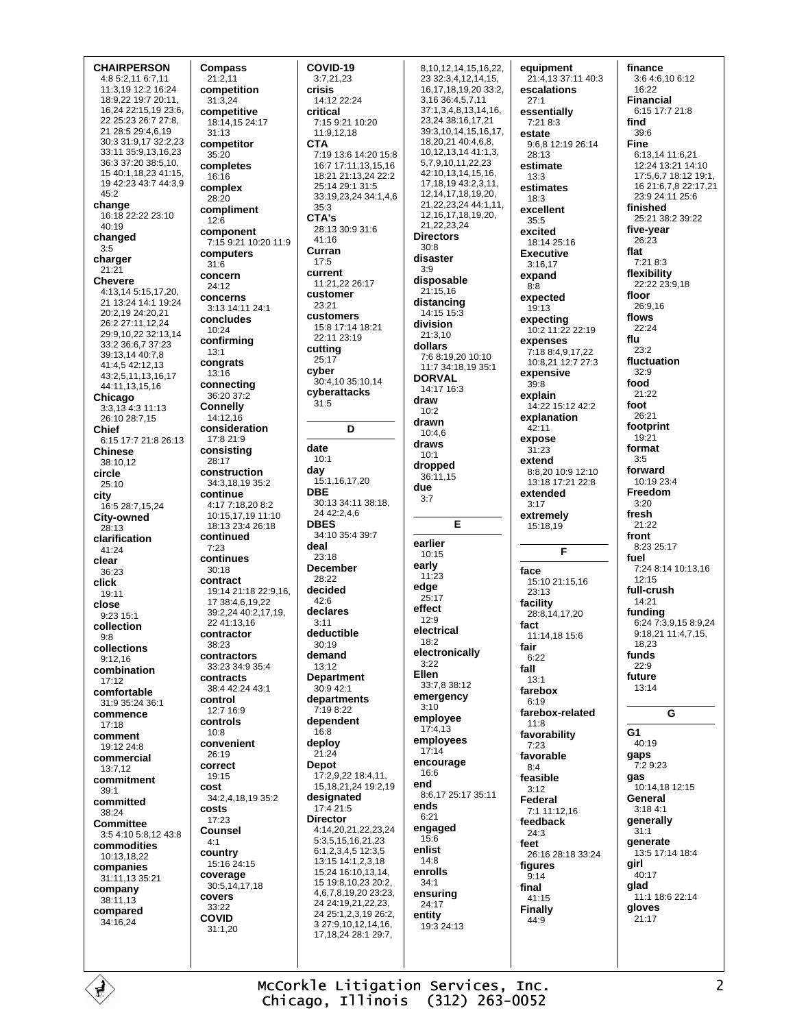**CHAIRPERSON**
4:8 5:2,11 6:7,11 11:3,19 12:2 16:24 18:9,22 19:7 20:11, 16,24 22:15,19 23:6, 22 25:23 26:7 27:8, 21 28:5 29:4,6,19 30:3 31:9,17 32:2,23 33:11 35:9,13,16,23 36:3 37:20 38:5,10, 15 40:1,18,23 41:15, 19 42:23 43:7 44:3,9 45:2

**change**
16:18 22:22 23:10 40:19

**changed**
3:5

**charger**
21:21

**Chevere**
4:13,14 5:15,17,20, 21 13:24 14:1 19:24 20:2,19 24:20,21 26:2 27:11,12,24 29:9,10,22 32:13,14 33:2 36:6,7 37:23 39:13,14 40:7,8 41:4,5 42:12,13 43:2,5,11,13,16,17 44:11,13,15,16

**Chicago**
3:3,13 4:3 11:13 26:10 28:7,15

**Chief**
6:15 17:7 21:8 26:13

**Chinese**
38:10,12

**circle**
25:10

**city**
16:5 28:7,15,24

**City-owned**
28:13

**clarification**
41:24

**clear**
36:23

**click**
19:11

**close**
9:23 15:1

**collection**
9:8

**collections**
9:12,16

**combination**
17:12

**comfortable**
31:9 35:24 36:1

**commence**
17:18

**comment**
19:12 24:8

**commercial**
13:7,12

**commitment**
39:1

**committed**
38:24

**Committee**
3:5 4:10 5:8,12 43:8

**commodities**
10:13,18,22

**companies**
31:11,13 35:21

**company**
38:11,13

**compared**
34:16,24

**Compass**
21:2,11

**competition**
31:3,24

**competitive**
18:14,15 24:17 31:13

**competitor**
35:20

**completes**
16:16

**complex**
28:20

**compliment**
12:6

**component**
7:15 9:21 10:20 11:9

**computers**
31:6

**concern**
24:12

**concerns**
3:13 14:11 24:1

**concludes**
10:24

**confirming**
13:1

**congrats**
13:16

**connecting**
36:20 37:2

**Connelly**
14:12,16

**consideration**
17:8 21:9

**consisting**
28:17

**construction**
34:3,18,19 35:2

**continue**
4:17 7:18,20 8:2 10:15,17,19 11:10 18:13 23:4 26:18

**continued**
7:23

**continues**
30:18

**contract**
19:14 21:18 22:9,16, 17 38:4,6,19,22 39:2,24 40:2,17,19, 22 41:13,16

**contractor**
38:23

**contractors**
33:23 34:9 35:4

**contracts**
38:4 42:24 43:1

**control**
12:7 16:9

**controls**
10:8

**convenient**
26:19

**correct**
19:15

**cost**
34:2,4,18,19 35:2

**costs**
17:23

**Counsel**
4:1

**country**
15:16 24:15

**coverage**
30:5,14,17,18

**covers**
33:22

**COVID**
31:1,20

**COVID-19**
3:7,21,23

**crisis**
14:12 22:24

**critical**
7:15 9:21 10:20 11:9,12,18

**CTA**
7:19 13:6 14:20 15:8 16:7 17:11,13,15,16 18:21 21:13,24 22:2 25:14 29:1 31:5 33:19,23,24 34:1,4,6 35:3

**CTA's**
28:13 30:9 31:6 41:16

**Curran**
17:5

**current**
11:21,22 26:17

**customer**
23:21

**customers**
15:8 17:14 18:21 22:11 23:19

**cutting**
25:17

**cyber**
30:4,10 35:10,14

**cyberattacks**
31:5

**D**

**date**
10:1

**day**
15:1,16,17,20

**DBE**
30:13 34:11 38:18, 24 42:2,4,6

**DBES**
34:10 35:4 39:7

**deal**
23:18

**December**
28:22

**decided**
42:6

**declares**
3:11

**deductible**
30:19

**demand**
13:12

**Department**
30:9 42:1

**departments**
7:19 8:22

**dependent**
16:8

**deploy**
21:24

**Depot**
17:2,9,22 18:4,11, 15,18,21,24 19:2,19

**designated**
17:4 21:5

**Director**
4:14,20,21,22,23,24 5:3,5,15,16,21,23 6:1,2,3,4,5 12:3,5 13:15 14:1,2,3,18 15:24 16:10,13,14, 15 19:8,10,23 20:2, 4,6,7,8,19,20 23:23, 24 24:19,21,22,23, 24 25:1,2,3,19 26:2, 3 27:9,10,12,14,16, 17,18,24 28:1 29:7, 8,10,12,14,15,16,22, 23 32:3,4,12,14,15, 16,17,18,19,20 33:2, 3,16 36:4,5,7,11 37:1,3,4,8,13,14,16, 23,24 38:16,17,21 39:3,10,14,15,16,17, 18,20,21 40:4,6,8, 10,12,13,14 41:1,3, 5,7,9,10,11,22,23 42:10,13,14,15,16, 17,18,19 43:2,3,11, 12,14,17,18,19,20, 21,22,23,24 44:1,11, 12,16,17,18,19,20, 21,22,23,24

**Directors**
30:8

**disaster**
3:9

**disposable**
21:15,16

**distancing**
14:15 15:3

**division**
21:3,10

**dollars**
7:6 8:19,20 10:10 11:7 34:18,19 35:1

**DORVAL**
14:17 16:3

**draw**
10:2

**drawn**
10:4,6

**draws**
10:1

**dropped**
36:11,15

**due**
3:7

**E**

**earlier**
10:15

**early**
11:23

**edge**
25:17

**effect**
12:9

**electrical**
18:2

**electronically**
3:22

**Ellen**
33:7,8 38:12

**emergency**
3:10

**employee**
17:4,13

**employees**
17:14

**encourage**
16:6

**end**
8:6,17 25:17 35:11

**ends**
6:21

**engaged**
15:6

**enlist**
14:8

**enrolls**
34:1

**ensuring**
24:17

**entity**
19:3 24:13

**equipment**
21:4,13 37:11 40:3

**escalations**
27:1

**essentially**
7:21 8:3

**estate**
9:6,8 12:19 26:14 28:13

**estimate**
13:3

**estimates**
18:3

**excellent**
35:5

**excited**
18:14 25:16

**Executive**
3:16,17

**expand**
8:8

**expected**
19:13

**expecting**
10:2 11:22 22:19

**expenses**
7:18 8:4,9,17,22 10:8,21 12:7 27:3

**expensive**
39:8

**explain**
14:22 15:12 42:2

**explanation**
42:11

**expose**
31:23

**extend**
8:8,20 10:9 12:10 13:18 17:21 22:8

**extended**
3:17

**extremely**
15:18,19

**F**

**face**
15:10 21:15,16 23:13

**facility**
28:8,14,17,20

**fact**
11:14,18 15:6

**fair**
6:22

**fall**
13:1

**farebox**
6:19

**farebox-related**
11:8

**favorability**
7:23

**favorable**
8:4

**feasible**
3:12

**Federal**
7:1 11:12,16

**feedback**
24:3

**feet**
26:16 28:18 33:24

**figures**
9:14

**final**
41:15

**Finally**
44:9

**finance**
3:6 4:6,10 6:12 16:22

**Financial**
6:15 17:7 21:8

**find**
39:6

**Fine**
6:13,14 11:6,21 12:24 13:21 14:10 17:5,6,7 18:12 19:1, 16 21:6,7,8 22:17,21 23:9 24:11 25:6

**finished**
25:21 38:2 39:22

**five-year**
26:23

**flat**
7:21 8:3

**flexibility**
22:22 23:9,18

**floor**
26:9,16

**flows**
22:24

**flu**
23:2

**fluctuation**
32:9

**food**
21:22

**foot**
26:21

**footprint**
19:21

**format**
3:5

**forward**
10:19 23:4

**Freedom**
3:20

**fresh**
21:22

**front**
8:23 25:17

**fuel**
7:24 8:14 10:13,16 12:15

**full-crush**
14:21

**funding**
6:24 7:3,9,15 8:9,24 9:18,21 11:4,7,15, 18,23

**funds**
22:9

**future**
13:14

**G**

**G1**
40:19

**gaps**
7:2 9:23

**gas**
10:14,18 12:15

**General**
3:18 4:1

**generally**
31:1

**generate**
13:5 17:14 18:4

**girl**
40:17

**glad**
11:1 18:6 22:14

**gloves**
21:17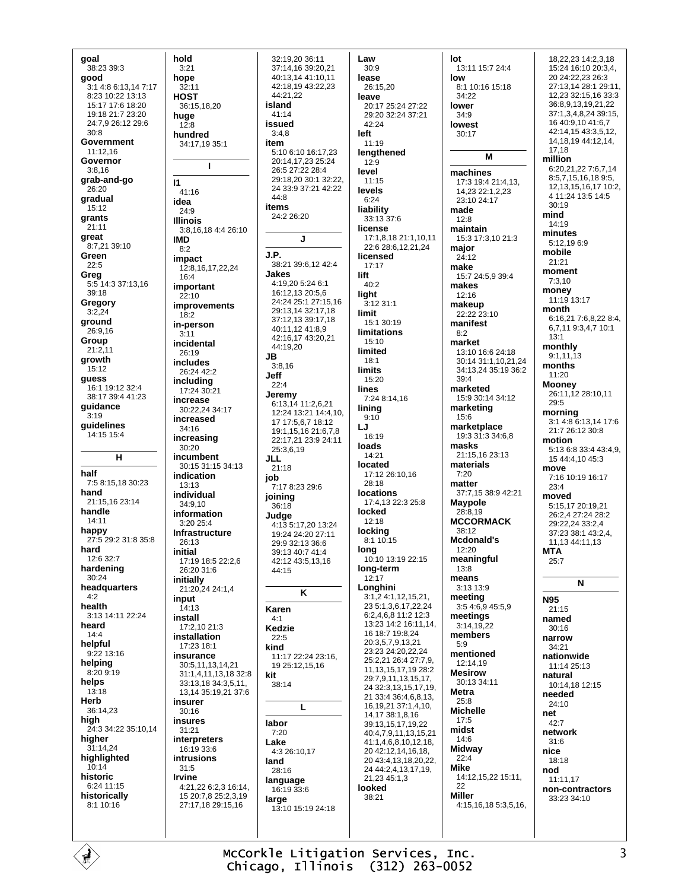**goal**
38:23 39:3
**good**
3:1 4:8 6:13,14 7:17 8:23 10:22 13:13 15:17 17:6 18:20 19:18 21:7 23:20 24:7,9 26:12 29:6 30:8
**Government**
11:12,16
**Governor**
3:8,16
**grab-and-go**
26:20
**gradual**
15:12
**grants**
21:11
**great**
8:7,21 39:10
**Green**
22:5
**Greg**
5:5 14:3 37:13,16 39:18
**Gregory**
3:2,24
**ground**
26:9,16
**Group**
21:2,11
**growth**
15:12
**guess**
16:1 19:12 32:4 38:17 39:4 41:23
**guidance**
3:19
**guidelines**
14:15 15:4

## H

**half**
7:5 8:15,18 30:23
**hand**
21:15,16 23:14
**handle**
14:11
**happy**
27:5 29:2 31:8 35:8
**hard**
12:6 32:7
**hardening**
30:24
**headquarters**
4:2
**health**
3:13 14:11 22:24
**heard**
14:4
**helpful**
9:22 13:16
**helping**
8:20 9:19
**helps**
13:18
**Herb**
36:14,23
**high**
24:3 34:22 35:10,14
**higher**
31:14,24
**highlighted**
10:14
**historic**
6:24 11:15
**historically**
8:1 10:16
**hold**
3:21
**hope**
32:11
**HOST**
36:15,18,20
**huge**
12:8
**hundred**
34:17,19 35:1

## I

**I1**
41:16
**idea**
24:9
**Illinois**
3:8,16,18 4:4 26:10
**IMD**
8:2
**impact**
12:8,16,17,22,24 16:4
**important**
22:10
**improvements**
18:2
**in-person**
3:11
**incidental**
26:19
**includes**
26:24 42:2
**including**
17:24 30:21
**increase**
30:22,24 34:17
**increased**
34:16
**increasing**
30:20
**incumbent**
30:15 31:15 34:13
**indication**
13:13
**individual**
34:9,10
**information**
3:20 25:4
**Infrastructure**
26:13
**initial**
17:19 18:5 22:2,6 26:20 31:6
**initially**
21:20,24 24:1,4
**input**
14:13
**install**
17:2,10 21:3
**installation**
17:23 18:1
**insurance**
30:5,11,13,14,21 31:1,4,11,13,18 32:8 33:13,18 34:3,5,11, 13,14 35:19,21 37:6
**insurer**
30:16
**insures**
31:21
**interpreters**
16:19 33:6
**intrusions**
31:5
**Irvine**
4:21,22 6:2,3 16:14, 15 20:7,8 25:2,3,19 27:17,18 29:15,16 32:19,20 36:11 37:14,16 39:20,21 40:13,14 41:10,11 42:18,19 43:22,23 44:21,22
**island**
41:14
**issued**
3:4,8
**item**
5:10 6:10 16:17,23 20:14,17,23 25:24 26:5 27:22 28:4 29:18,20 30:1 32:22, 24 33:9 37:21 42:22 44:8
**items**
24:2 26:20

## J

**J.P.**
38:21 39:6,12 42:4
**Jakes**
4:19,20 5:24 6:1 16:12,13 20:5,6 24:24 25:1 27:15,16 29:13,14 32:17,18 37:12,13 39:17,18 40:11,12 41:8,9 42:16,17 43:20,21 44:19,20
**JB**
3:8,16
**Jeff**
22:4
**Jeremy**
6:13,14 11:2,6,21 12:24 13:21 14:4,10, 17 17:5,6,7 18:12 19:1,15,16 21:6,7,8 22:17,21 23:9 24:11 25:3,6,19
**JLL**
21:18
**job**
7:17 8:23 29:6
**joining**
36:18
**Judge**
4:13 5:17,20 13:24 19:24 24:20 27:11 29:9 32:13 36:6 39:13 40:7 41:4 42:12 43:5,13,16 44:15

## K

**Karen**
4:1
**Kedzie**
22:5
**kind**
11:17 22:24 23:16, 19 25:12,15,16
**kit**
38:14

## L

**labor**
7:20
**Lake**
4:3 26:10,17
**land**
28:16
**language**
16:19 33:6
**large**
13:10 15:19 24:18
**Law**
30:9
**lease**
26:15,20
**leave**
20:17 25:24 27:22 29:20 32:24 37:21 42:24
**left**
11:19
**lengthened**
12:9
**level**
11:15
**levels**
6:24
**liability**
33:13 37:6
**license**
17:1,8,18 21:1,10,11 22:6 28:6,12,21,24
**licensed**
17:17
**lift**
40:2
**light**
3:12 31:1
**limit**
15:1 30:19
**limitations**
15:10
**limited**
18:1
**limits**
15:20
**lines**
7:24 8:14,16
**lining**
9:10
**LJ**
16:19
**loads**
14:21
**located**
17:12 26:10,16 28:18
**locations**
17:4,13 22:3 25:8
**locked**
12:18
**locking**
8:1 10:15
**long**
10:10 13:19 22:15
**long-term**
12:17
**Longhini**
3:1,2 4:1,12,15,21, 23 5:1,3,6,17,22,24 6:2,4,6,8 11:2 12:3 13:23 14:2 16:11,14, 16 18:7 19:8,24 20:3,5,7,9,13,21 23:23 24:20,22,24 25:2,21 26:4 27:7,9, 11,13,15,17,19 28:2 29:7,9,11,13,15,17, 24 32:3,13,15,17,19, 21 33:4 36:4,6,8,13, 16,19,21 37:1,4,10, 14,17 38:1,8,16 39:13,15,17,19,22 40:4,7,9,11,13,15,21 41:1,4,6,8,10,12,18, 20 42:12,14,16,18, 20 43:4,13,18,20,22, 24 44:2,4,13,17,19, 21,23 45:1,3
**looked**
38:21
**lot**
13:11 15:7 24:4
**low**
8:1 10:16 15:18 34:22
**lower**
34:9
**lowest**
30:17

## M

**machines**
17:3 19:4 21:4,13, 14,23 22:1,2,23 23:10 24:17
**made**
12:8
**maintain**
15:3 17:3,10 21:3
**major**
24:12
**make**
15:7 24:5,9 39:4
**makes**
12:16
**makeup**
22:22 23:10
**manifest**
8:2
**market**
13:10 16:6 24:18 30:14 31:1,10,21,24 34:13,24 35:19 36:2 39:4
**marketed**
15:9 30:14 34:12
**marketing**
15:6
**marketplace**
19:3 31:3 34:6,8
**masks**
21:15,16 23:13
**materials**
7:20
**matter**
37:7,15 38:9 42:21
**Maypole**
28:8,19
**MCCORMACK**
38:12
**Mcdonald's**
12:20
**meaningful**
13:8
**means**
3:13 13:9
**meeting**
3:5 4:6,9 45:5,9
**meetings**
3:14,19,22
**members**
5:9
**mentioned**
12:14,19
**Mesirow**
30:13 34:11
**Metra**
25:8
**Michelle**
17:5
**midst**
14:6
**Midway**
22:4
**Mike**
14:12,15,22 15:11, 22
**Miller**
4:15,16,18 5:3,5,16, 18,22,23 14:2,3,18 15:24 16:10 20:3,4, 20 24:22,23 26:3 27:13,14 28:1 29:11, 12,23 32:15,16 33:3 36:8,9,13,19,21,22 37:1,3,4,8,24 39:15, 16 40:9,10 41:6,7 42:14,15 43:3,5,12, 14,18,19 44:12,14, 17,18
**million**
6:20,21,22 7:6,7,14 8:5,7,15,16,18 9:5, 12,13,15,16,17 10:2, 4 11:24 13:5 14:5 30:19
**mind**
14:19
**minutes**
5:12,19 6:9
**mobile**
21:21
**moment**
7:3,10
**money**
11:19 13:17
**month**
6:16,21 7:6,8,22 8:4, 6,7,11 9:3,4,7 10:1 13:1
**monthly**
9:1,11,13
**months**
11:20
**Mooney**
26:11,12 28:10,11 29:5
**morning**
3:1 4:8 6:13,14 17:6 21:7 26:12 30:8
**motion**
5:13 6:8 33:4 43:4,9, 15 44:4,10 45:3
**move**
7:16 10:19 16:17 23:4
**moved**
5:15,17 20:19,21 26:2,4 27:24 28:2 29:22,24 33:2,4 37:23 38:1 43:2,4, 11,13 44:11,13
**MTA**
25:7

## N

**N95**
21:15
**named**
30:16
**narrow**
34:21
**nationwide**
11:14 25:13
**natural**
10:14,18 12:15
**needed**
24:10
**net**
42:7
**network**
31:6
**nice**
18:18
**nod**
11:11,17
**non-contractors**
33:23 34:10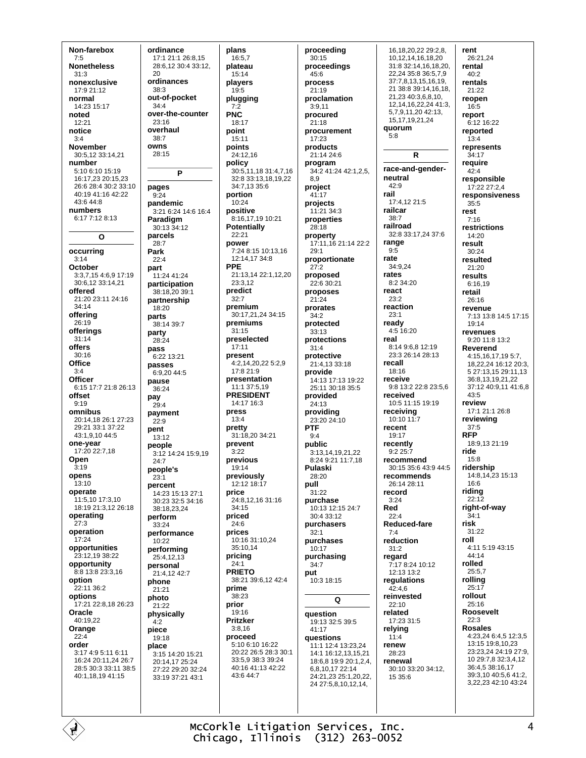**Non-farebox**
7:5
**Nonetheless**
31:3
**nonexclusive**
17:9 21:12
**normal**
14:23 15:17
**noted**
12:21
**notice**
3:4
**November**
30:5,12 33:14,21
**number**
5:10 6:10 15:19 16:17,23 20:15,23 26:6 28:4 30:2 33:10 40:19 41:16 42:22 43:6 44:8
**numbers**
6:17 7:12 8:13

## O

**occurring**
3:14
**October**
3:3,7,15 4:6,9 17:19 30:6,12 33:14,21
**offered**
21:20 23:11 24:16 34:14
**offering**
26:19
**offerings**
31:14
**offers**
30:16
**Office**
3:4
**Officer**
6:15 17:7 21:8 26:13
**offset**
9:19
**omnibus**
20:14,18 26:1 27:23 29:21 33:1 37:22 43:1,9,10 44:5
**one-year**
17:20 22:7,18
**Open**
3:19
**opens**
13:10
**operate**
11:5,10 17:3,10 18:19 21:3,12 26:18
**operating**
27:3
**operation**
17:24
**opportunities**
23:12,19 38:22
**opportunity**
8:8 13:8 23:3,16
**option**
22:11 36:2
**options**
17:21 22:8,18 26:23
**Oracle**
40:19,22
**Orange**
22:4
**order**
3:17 4:9 5:11 6:11 16:24 20:11,24 26:7 28:5 30:3 33:11 38:5 40:1,18,19 41:15
**ordinance**
17:1 21:1 26:8,15 28:6,12 30:4 33:12, 20
**ordinances**
38:3
**out-of-pocket**
34:4
**over-the-counter**
23:16
**overhaul**
38:7
**owns**
28:15

## P

**pages**
9:24
**pandemic**
3:21 6:24 14:6 16:4
**Paradigm**
30:13 34:12
**parcels**
28:7
**Park**
22:4
**part**
11:24 41:24
**participation**
38:18,20 39:1
**partnership**
18:20
**parts**
38:14 39:7
**party**
28:24
**pass**
6:22 13:21
**passes**
6:9,20 44:5
**pause**
36:24
**pay**
29:4
**payment**
22:9
**pent**
13:12
**people**
3:12 14:24 15:9,19 24:7
**people's**
23:1
**percent**
14:23 15:13 27:1 30:23 32:5 34:16 38:18,23,24
**perform**
33:24
**performance**
10:22
**performing**
25:4,12,13
**personal**
21:4,12 42:7
**phone**
21:21
**photo**
21:22
**physically**
4:2
**piece**
19:18
**place**
3:15 14:20 15:21 20:14,17 25:24 27:22 29:20 32:24 33:19 37:21 43:1
**plans**
16:5,7
**plateau**
15:14
**players**
19:5
**plugging**
7:2
**PNC**
18:17
**point**
15:11
**points**
24:12,16
**policy**
30:5,11,18 31:4,7,16 32:8 33:13,18,19,22 34:7,13 35:6
**portion**
10:24
**positive**
8:16,17,19 10:21
**Potentially**
22:21
**power**
7:24 8:15 10:13,16 12:14,17 34:8
**PPE**
21:13,14 22:1,12,20 23:3,12
**predict**
32:7
**premium**
30:17,21,24 34:15
**premiums**
31:15
**preselected**
17:11
**present**
4:2,14,20,22 5:2,9 17:8 21:9
**presentation**
11:1 37:5,19
**PRESIDENT**
14:17 16:3
**press**
13:4
**pretty**
31:18,20 34:21
**prevent**
3:22
**previous**
19:14
**previously**
12:12 18:17
**price**
24:8,12,16 31:16 34:15
**priced**
24:6
**prices**
10:16 31:10,24 35:10,14
**pricing**
24:1
**PRIETO**
38:21 39:6,12 42:4
**prime**
38:23
**prior**
19:16
**Pritzker**
3:8,16
**proceed**
5:10 6:10 16:22 20:22 26:5 28:3 30:1 33:5,9 38:3 39:24 40:16 41:13 42:22 43:6 44:7
**proceeding**
30:15
**proceedings**
45:6
**process**
21:19
**proclamation**
3:9,11
**procured**
21:18
**procurement**
17:23
**products**
21:14 24:6
**program**
34:2 41:24 42:1,2,5, 8,9
**project**
41:17
**projects**
11:21 34:3
**properties**
28:18
**property**
17:11,16 21:14 22:2 29:1
**proportionate**
27:2
**proposed**
22:6 30:21
**proposes**
21:24
**prorates**
34:2
**protected**
33:13
**protections**
31:4
**protective**
21:4,13 33:18
**provide**
14:13 17:13 19:22 25:11 30:18 35:5
**provided**
24:13
**providing**
23:20 24:10
**PTF**
9:4
**public**
3:13,14,19,21,22 8:24 9:21 11:7,18
**Pulaski**
28:20
**pull**
31:22
**purchase**
10:13 12:15 24:7 30:4 33:12
**purchasers**
32:1
**purchases**
10:17
**purchasing**
34:7
**put**
10:3 18:15

## Q

**question**
19:13 32:5 39:5 41:17
**questions**
11:1 12:4 13:23,24 14:1 16:12,13,15,21 18:6,8 19:9 20:1,2,4, 6,8,10,17 22:14 24:21,23 25:1,20,22, 24 27:5,8,10,12,14, 16,18,20,22 29:2,8, 10,12,14,16,18,20 31:8 32:14,16,18,20, 22,24 35:8 36:5,7,9 37:7,8,13,15,16,19, 21 38:8 39:14,16,18, 21,23 40:3,6,8,10, 12,14,16,22,24 41:3, 5,7,9,11,20 42:13, 15,17,19,21,24
**quorum**
5:8

## R

**race-and-gender-neutral**
42:9
**rail**
17:4,12 21:5
**railcar**
38:7
**railroad**
32:8 33:17,24 37:6
**range**
9:5
**rate**
34:9,24
**rates**
8:2 34:20
**react**
23:2
**reaction**
23:1
**ready**
4:5 16:20
**real**
8:14 9:6,8 12:19 23:3 26:14 28:13
**recall**
18:16
**receive**
9:8 13:2 22:8 23:5,6
**received**
10:5 11:15 19:19
**receiving**
10:10 11:7
**recent**
19:17
**recently**
9:2 25:7
**recommend**
30:15 35:6 43:9 44:5
**recommends**
26:14 28:11
**record**
3:24
**Red**
22:4
**Reduced-fare**
7:4
**reduction**
31:2
**regard**
7:17 8:24 10:12 12:13 13:2
**regulations**
42:4,6
**reinvested**
22:10
**related**
17:23 31:5
**relying**
11:4
**renew**
28:23
**renewal**
30:10 33:20 34:12, 15 35:6
**rent**
26:21,24
**rental**
40:2
**rentals**
21:22
**reopen**
16:5
**report**
6:12 16:22
**reported**
13:4
**represents**
34:17
**require**
42:4
**responsible**
17:22 27:2,4
**responsiveness**
35:5
**rest**
7:16
**restrictions**
14:20
**result**
30:24
**resulted**
21:20
**results**
6:16,19
**retail**
26:16
**revenue**
7:13 13:8 14:5 17:15 19:14
**revenues**
9:20 11:8 13:2
**Reverend**
4:15,16,17,19 5:7, 18,22,24 16:12 20:3, 5 27:13,15 29:11,13 36:8,13,19,21,22 37:12 40:9,11 41:6,8 43:5
**review**
17:1 21:1 26:8
**reviewing**
37:5
**RFP**
18:9,13 21:19
**ride**
15:8
**ridership**
14:8,14,23 15:13 16:6
**riding**
22:12
**right-of-way**
34:1
**risk**
31:22
**roll**
4:11 5:19 43:15 44:14
**rolled**
25:5,7
**rolling**
25:17
**rollout**
25:16
**Roosevelt**
22:3
**Rosales**
4:23,24 6:4,5 12:3,5 13:15 19:8,10,23 23:23,24 24:19 27:9, 10 29:7,8 32:3,4,12 36:4,5 38:16,17 39:3,10 40:5,6 41:2, 3,22,23 42:10 43:24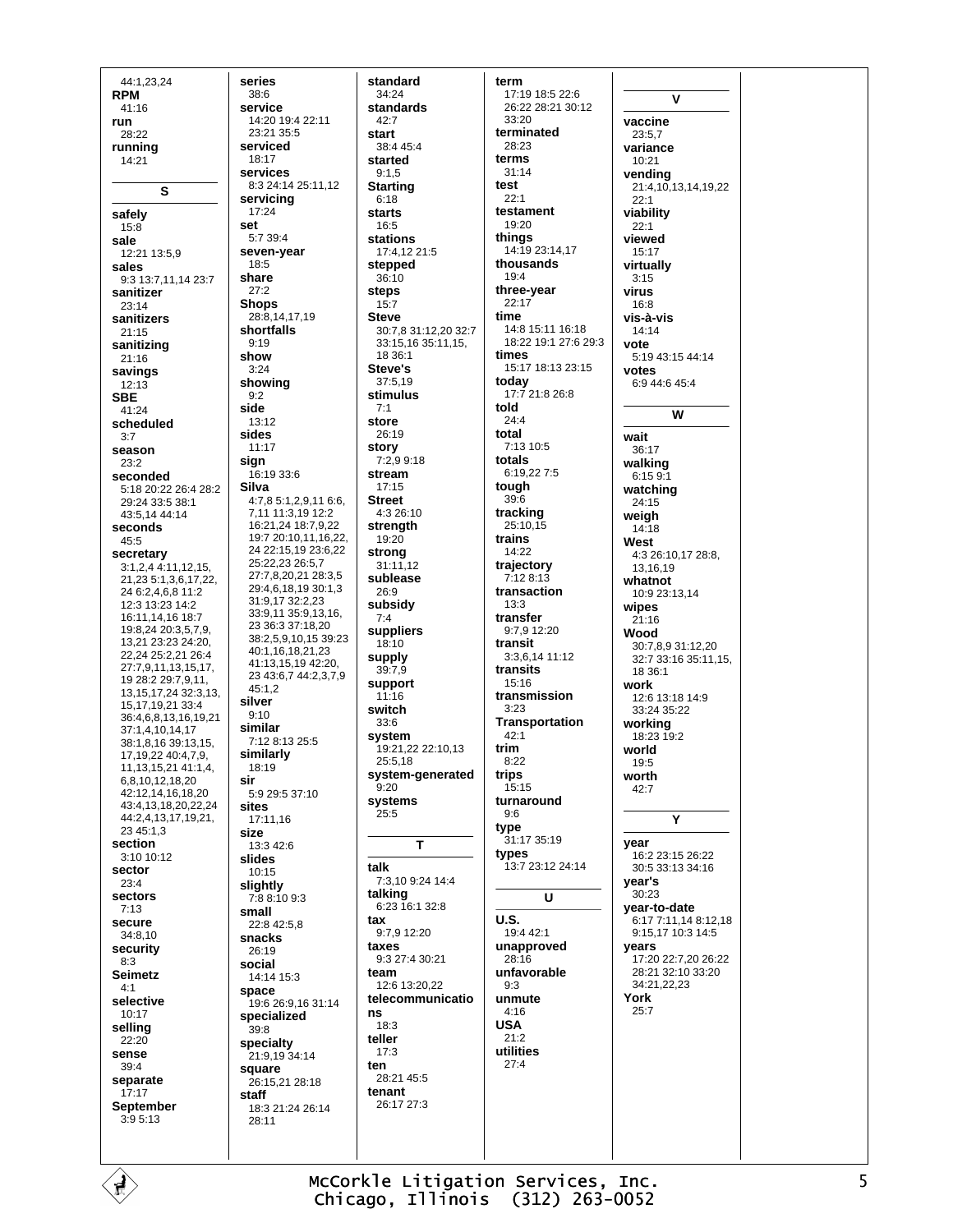44:1,23,24
**RPM**
41:16
**run**
28:22
**running**
14:21

**S**

**safely**
15:8
**sale**
12:21 13:5,9
**sales**
9:3 13:7,11,14 23:7
**sanitizer**
23:14
**sanitizers**
21:15
**sanitizing**
21:16
**savings**
12:13
**SBE**
41:24
**scheduled**
3:7
**season**
23:2
**seconded**
5:18 20:22 26:4 28:2 29:24 33:5 38:1 43:5,14 44:14
**seconds**
45:5
**secretary**
3:1,2,4 4:11,12,15, 21,23 5:1,3,6,17,22, 24 6:2,4,6,8 11:2 12:3 13:23 14:2 16:11,14,16 18:7 19:8,24 20:3,5,7,9, 13,21 23:23 24:20, 22,24 25:2,21 26:4 27:7,9,11,13,15,17, 19 28:2 29:7,9,11, 13,15,17,24 32:3,13, 15,17,19,21 33:4 36:4,6,8,13,16,19,21 37:1,4,10,14,17 38:1,8,16 39:13,15, 17,19,22 40:4,7,9, 11,13,15,21 41:1,4, 6,8,10,12,18,20 42:12,14,16,18,20 43:4,13,18,20,22,24 44:2,4,13,17,19,21, 23 45:1,3
**section**
3:10 10:12
**sector**
23:4
**sectors**
7:13
**secure**
34:8,10
**security**
8:3
**Seimetz**
4:1
**selective**
10:17
**selling**
22:20
**sense**
39:4
**separate**
17:17
**September**
3:9 5:13
**series**
38:6
**service**
14:20 19:4 22:11 23:21 35:5
**serviced**
18:17
**services**
8:3 24:14 25:11,12
**servicing**
17:24
**set**
5:7 39:4
**seven-year**
18:5
**share**
27:2
**Shops**
28:8,14,17,19
**shortfalls**
9:19
**show**
3:24
**showing**
9:2
**side**
13:12
**sides**
11:17
**sign**
16:19 33:6
**Silva**
4:7,8 5:1,2,9,11 6:6, 7,11 11:3,19 12:2 16:21,24 18:7,9,22 19:7 20:10,11,16,22, 24 22:15,19 23:6,22 25:22,23 26:5,7 27:7,8,20,21 28:3,5 29:4,6,18,19 30:1,3 31:9,17 32:2,23 33:9,11 35:9,13,16, 23 36:3 37:18,20 38:2,5,9,10,15 39:23 40:1,16,18,21,23 41:13,15,19 42:20, 23 43:6,7 44:2,3,7,9 45:1,2
**silver**
9:10
**similar**
7:12 8:13 25:5
**similarly**
18:19
**sir**
5:9 29:5 37:10
**sites**
17:11,16
**size**
13:3 42:6
**slides**
10:15
**slightly**
7:8 8:10 9:3
**small**
22:8 42:5,8
**snacks**
26:19
**social**
14:14 15:3
**space**
19:6 26:9,16 31:14
**specialized**
39:8
**specialty**
21:9,19 34:14
**square**
26:15,21 28:18
**staff**
18:3 21:24 26:14 28:11
**standard**
34:24
**standards**
42:7
**start**
38:4 45:4
**started**
9:1,5
**Starting**
6:18
**starts**
16:5
**stations**
17:4,12 21:5
**stepped**
36:10
**steps**
15:7
**Steve**
30:7,8 31:12,20 32:7 33:15,16 35:11,15, 18 36:1
**Steve's**
37:5,19
**stimulus**
7:1
**store**
26:19
**story**
7:2,9 9:18
**stream**
17:15
**Street**
4:3 26:10
**strength**
19:20
**strong**
31:11,12
**sublease**
26:9
**subsidy**
7:4
**suppliers**
18:10
**supply**
39:7,9
**support**
11:16
**switch**
33:6
**system**
19:21,22 22:10,13 25:5,18
**system-generated**
9:20
**systems**
25:5

**T**

**talk**
7:3,10 9:24 14:4
**talking**
6:23 16:1 32:8
**tax**
9:7,9 12:20
**taxes**
9:3 27:4 30:21
**team**
12:6 13:20,22
**telecommunications**
18:3
**teller**
17:3
**ten**
28:21 45:5
**tenant**
26:17 27:3
**term**
17:19 18:5 22:6 26:22 28:21 30:12 33:20
**terminated**
28:23
**terms**
31:14
**test**
22:1
**testament**
19:20
**things**
14:19 23:14,17
**thousands**
19:4
**three-year**
22:17
**time**
14:8 15:11 16:18 18:22 19:1 27:6 29:3
**times**
15:17 18:13 23:15
**today**
17:7 21:8 26:8
**told**
24:4
**total**
7:13 10:5
**totals**
6:19,22 7:5
**tough**
39:6
**tracking**
25:10,15
**trains**
14:22
**trajectory**
7:12 8:13
**transaction**
13:3
**transfer**
9:7,9 12:20
**transit**
3:3,6,14 11:12
**transits**
15:16
**transmission**
3:23
**Transportation**
42:1
**trim**
8:22
**trips**
15:15
**turnaround**
9:6
**type**
31:17 35:19
**types**
13:7 23:12 24:14

**U**

**U.S.**
19:4 42:1
**unapproved**
28:16
**unfavorable**
9:3
**unmute**
4:16
**USA**
21:2
**utilities**
27:4

**V**

**vaccine**
23:5,7
**variance**
10:21
**vending**
21:4,10,13,14,19,22 22:1
**viability**
22:1
**viewed**
15:17
**virtually**
3:15
**virus**
16:8
**vis-à-vis**
14:14
**vote**
5:19 43:15 44:14
**votes**
6:9 44:6 45:4

**W**

**wait**
36:17
**walking**
6:15 9:1
**watching**
24:15
**weigh**
14:18
**West**
4:3 26:10,17 28:8, 13,16,19
**whatnot**
10:9 23:13,14
**wipes**
21:16
**Wood**
30:7,8,9 31:12,20 32:7 33:16 35:11,15, 18 36:1
**work**
12:6 13:18 14:9 33:24 35:22
**working**
18:23 19:2
**world**
19:5
**worth**
42:7

**Y**

**year**
16:2 23:15 26:22 30:5 33:13 34:16
**year's**
30:23
**year-to-date**
6:17 7:11,14 8:12,18 9:15,17 10:3 14:5
**years**
17:20 22:7,20 26:22 28:21 32:10 33:20 34:21,22,23
**York**
25:7

McCorkle Litigation Services, Inc.
Chicago, Illinois (312) 263-0052